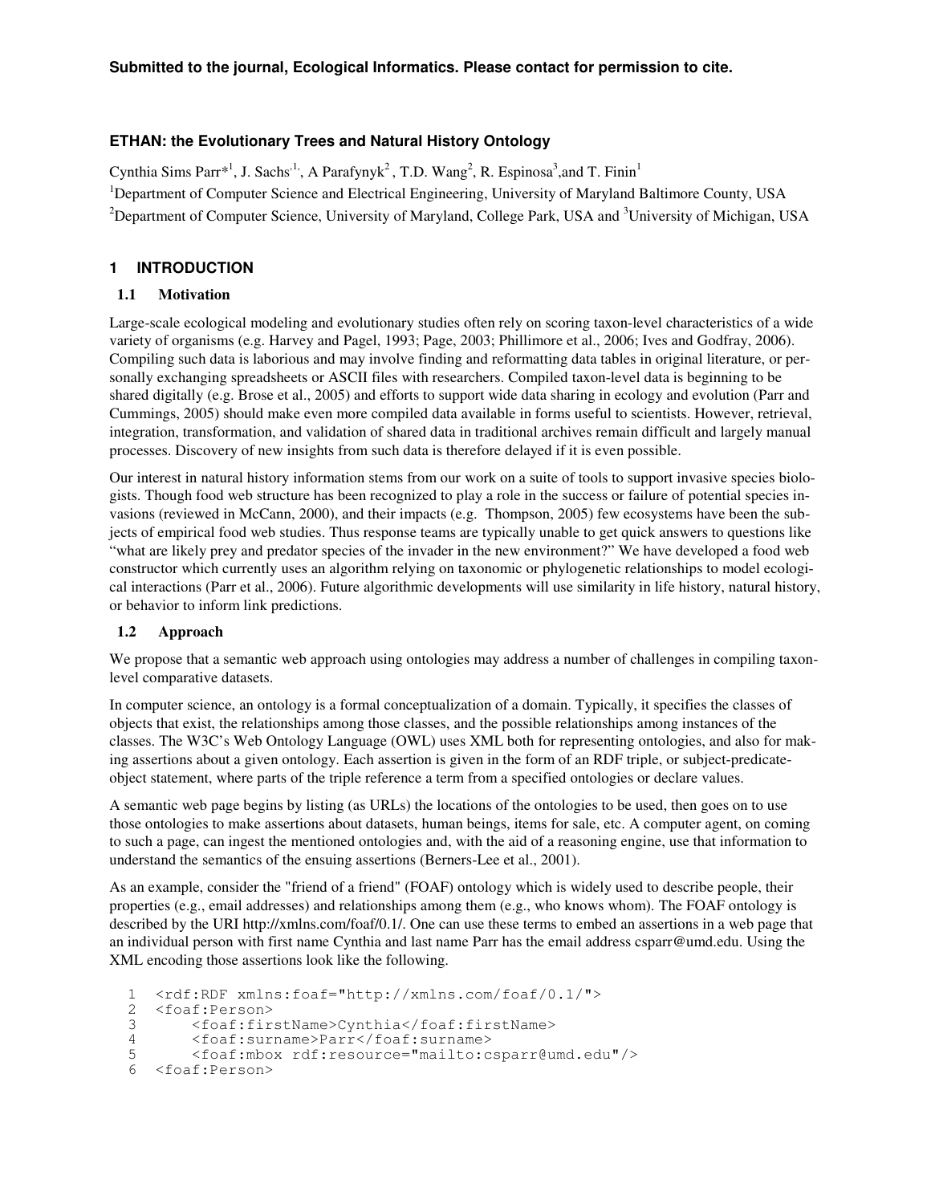**Submitted to the journal, Ecological Informatics. Please contact for permission to cite.**

# ETHAN: the Evolutionary Trees and Natural History Ontology

Cynthia Sims Parr*[1], J. Sachs[1], A Parafynyk[2], T.D. Wang[2], R. Espinosa[3], and T. Finin[1]

[1]Department of Computer Science and Electrical Engineering, University of Maryland Baltimore County, USA

[2]Department of Computer Science, University of Maryland, College Park, USA and [3]University of Michigan, USA

## 1 INTRODUCTION

### 1.1 Motivation

Large-scale ecological modeling and evolutionary studies often rely on scoring taxon-level characteristics of a wide variety of organisms (e.g. Harvey and Pagel, 1993; Page, 2003; Phillimore et al., 2006; Ives and Godfray, 2006). Compiling such data is laborious and may involve finding and reformatting data tables in original literature, or personally exchanging spreadsheets or ASCII files with researchers. Compiled taxon-level data is beginning to be shared digitally (e.g. Brose et al., 2005) and efforts to support wide data sharing in ecology and evolution (Parr and Cummings, 2005) should make even more compiled data available in forms useful to scientists. However, retrieval, integration, transformation, and validation of shared data in traditional archives remain difficult and largely manual processes. Discovery of new insights from such data is therefore delayed if it is even possible.

Our interest in natural history information stems from our work on a suite of tools to support invasive species biologists. Though food web structure has been recognized to play a role in the success or failure of potential species invasions (reviewed in McCann, 2000), and their impacts (e.g. Thompson, 2005) few ecosystems have been the subjects of empirical food web studies. Thus response teams are typically unable to get quick answers to questions like "what are likely prey and predator species of the invader in the new environment?" We have developed a food web constructor which currently uses an algorithm relying on taxonomic or phylogenetic relationships to model ecological interactions (Parr et al., 2006). Future algorithmic developments will use similarity in life history, natural history, or behavior to inform link predictions.

### 1.2 Approach

We propose that a semantic web approach using ontologies may address a number of challenges in compiling taxon-level comparative datasets.

In computer science, an ontology is a formal conceptualization of a domain. Typically, it specifies the classes of objects that exist, the relationships among those classes, and the possible relationships among instances of the classes. The W3C's Web Ontology Language (OWL) uses XML both for representing ontologies, and also for making assertions about a given ontology. Each assertion is given in the form of an RDF triple, or subject-predicate-object statement, where parts of the triple reference a term from a specified ontologies or declare values.

A semantic web page begins by listing (as URLs) the locations of the ontologies to be used, then goes on to use those ontologies to make assertions about datasets, human beings, items for sale, etc. A computer agent, on coming to such a page, can ingest the mentioned ontologies and, with the aid of a reasoning engine, use that information to understand the semantics of the ensuing assertions (Berners-Lee et al., 2001).

As an example, consider the "friend of a friend" (FOAF) ontology which is widely used to describe people, their properties (e.g., email addresses) and relationships among them (e.g., who knows whom). The FOAF ontology is described by the URI http://xmlns.com/foaf/0.1/. One can use these terms to embed an assertions in a web page that an individual person with first name Cynthia and last name Parr has the email address csparr@umd.edu. Using the XML encoding those assertions look like the following.

```
1  <rdf:RDF xmlns:foaf="http://xmlns.com/foaf/0.1/">
2  <foaf:Person>
3      <foaf:firstName>Cynthia</foaf:firstName>
4      <foaf:surname>Parr</foaf:surname>
5      <foaf:mbox rdf:resource="mailto:csparr@umd.edu"/>
6  <foaf:Person>
```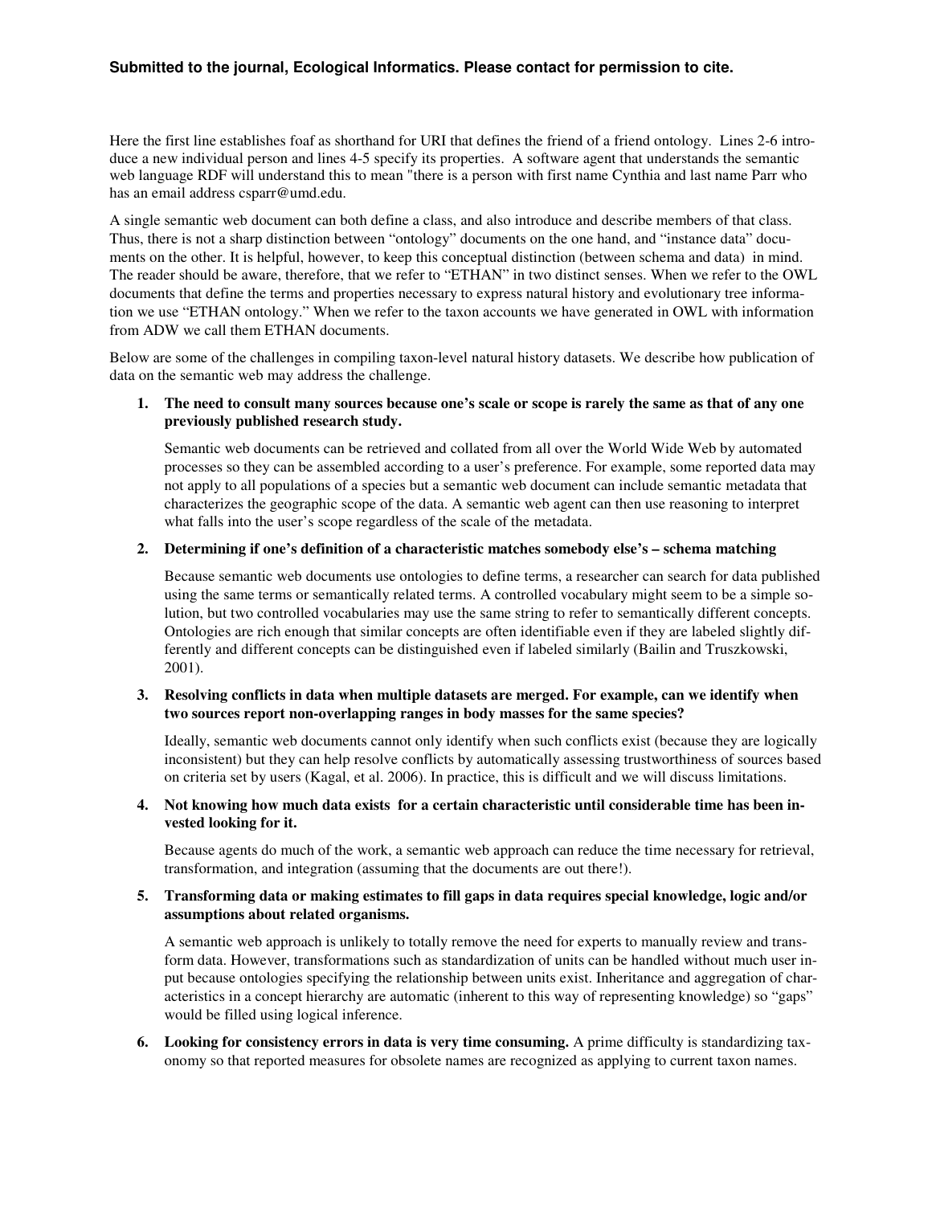Here the first line establishes foaf as shorthand for URI that defines the friend of a friend ontology. Lines 2-6 introduce a new individual person and lines 4-5 specify its properties. A software agent that understands the semantic web language RDF will understand this to mean "there is a person with first name Cynthia and last name Parr who has an email address csparr@umd.edu.

A single semantic web document can both define a class, and also introduce and describe members of that class. Thus, there is not a sharp distinction between "ontology" documents on the one hand, and "instance data" documents on the other. It is helpful, however, to keep this conceptual distinction (between schema and data) in mind. The reader should be aware, therefore, that we refer to "ETHAN" in two distinct senses. When we refer to the OWL documents that define the terms and properties necessary to express natural history and evolutionary tree information we use "ETHAN ontology." When we refer to the taxon accounts we have generated in OWL with information from ADW we call them ETHAN documents.

Below are some of the challenges in compiling taxon-level natural history datasets. We describe how publication of data on the semantic web may address the challenge.

1. **The need to consult many sources because one's scale or scope is rarely the same as that of any one previously published research study.**

   Semantic web documents can be retrieved and collated from all over the World Wide Web by automated processes so they can be assembled according to a user's preference. For example, some reported data may not apply to all populations of a species but a semantic web document can include semantic metadata that characterizes the geographic scope of the data. A semantic web agent can then use reasoning to interpret what falls into the user's scope regardless of the scale of the metadata.

2. **Determining if one's definition of a characteristic matches somebody else's – schema matching**

   Because semantic web documents use ontologies to define terms, a researcher can search for data published using the same terms or semantically related terms. A controlled vocabulary might seem to be a simple solution, but two controlled vocabularies may use the same string to refer to semantically different concepts. Ontologies are rich enough that similar concepts are often identifiable even if they are labeled slightly differently and different concepts can be distinguished even if labeled similarly (Bailin and Truszkowski, 2001).

3. **Resolving conflicts in data when multiple datasets are merged. For example, can we identify when two sources report non-overlapping ranges in body masses for the same species?**

   Ideally, semantic web documents cannot only identify when such conflicts exist (because they are logically inconsistent) but they can help resolve conflicts by automatically assessing trustworthiness of sources based on criteria set by users (Kagal, et al. 2006). In practice, this is difficult and we will discuss limitations.

4. **Not knowing how much data exists for a certain characteristic until considerable time has been invested looking for it.**

   Because agents do much of the work, a semantic web approach can reduce the time necessary for retrieval, transformation, and integration (assuming that the documents are out there!).

5. **Transforming data or making estimates to fill gaps in data requires special knowledge, logic and/or assumptions about related organisms.**

   A semantic web approach is unlikely to totally remove the need for experts to manually review and transform data. However, transformations such as standardization of units can be handled without much user input because ontologies specifying the relationship between units exist. Inheritance and aggregation of characteristics in a concept hierarchy are automatic (inherent to this way of representing knowledge) so "gaps" would be filled using logical inference.

6. **Looking for consistency errors in data is very time consuming.** A prime difficulty is standardizing taxonomy so that reported measures for obsolete names are recognized as applying to current taxon names.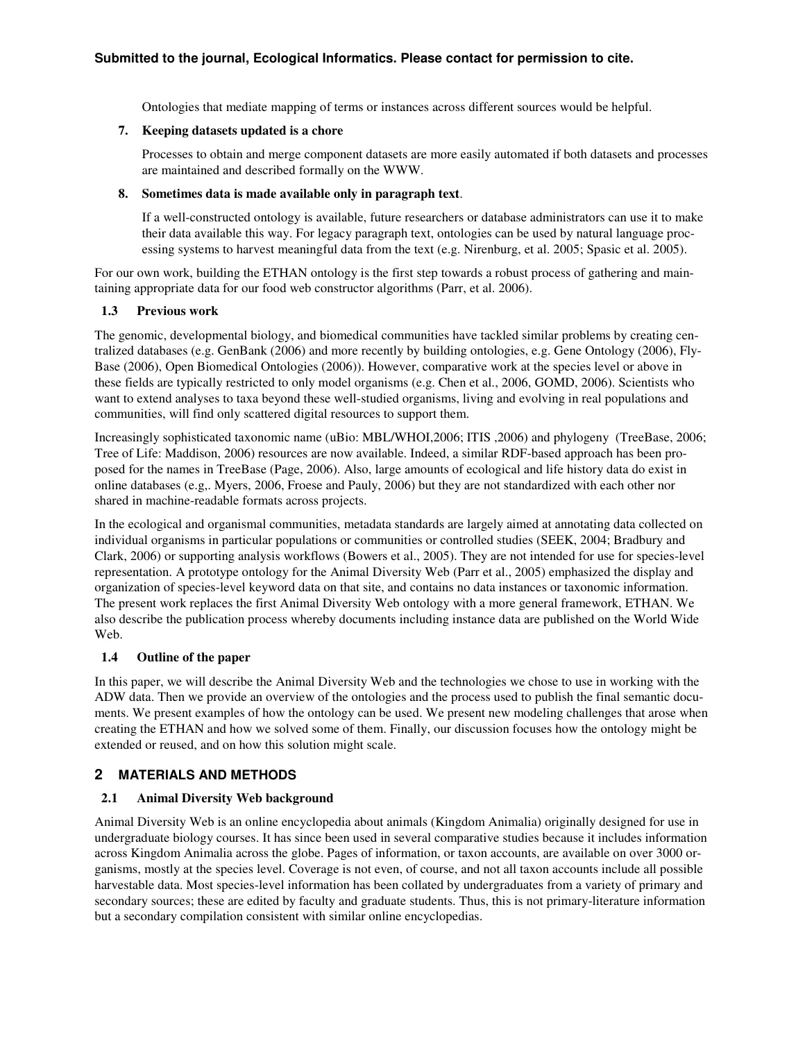Ontologies that mediate mapping of terms or instances across different sources would be helpful.

7. **Keeping datasets updated is a chore**

   Processes to obtain and merge component datasets are more easily automated if both datasets and processes are maintained and described formally on the WWW.

8. **Sometimes data is made available only in paragraph text**.

   If a well-constructed ontology is available, future researchers or database administrators can use it to make their data available this way. For legacy paragraph text, ontologies can be used by natural language processing systems to harvest meaningful data from the text (e.g. Nirenburg, et al. 2005; Spasic et al. 2005).

For our own work, building the ETHAN ontology is the first step towards a robust process of gathering and maintaining appropriate data for our food web constructor algorithms (Parr, et al. 2006).

### 1.3 Previous work

The genomic, developmental biology, and biomedical communities have tackled similar problems by creating centralized databases (e.g. GenBank (2006) and more recently by building ontologies, e.g. Gene Ontology (2006), FlyBase (2006), Open Biomedical Ontologies (2006)). However, comparative work at the species level or above in these fields are typically restricted to only model organisms (e.g. Chen et al., 2006, GOMD, 2006). Scientists who want to extend analyses to taxa beyond these well-studied organisms, living and evolving in real populations and communities, will find only scattered digital resources to support them.

Increasingly sophisticated taxonomic name (uBio: MBL/WHOI,2006; ITIS ,2006) and phylogeny (TreeBase, 2006; Tree of Life: Maddison, 2006) resources are now available. Indeed, a similar RDF-based approach has been proposed for the names in TreeBase (Page, 2006). Also, large amounts of ecological and life history data do exist in online databases (e.g,. Myers, 2006, Froese and Pauly, 2006) but they are not standardized with each other nor shared in machine-readable formats across projects.

In the ecological and organismal communities, metadata standards are largely aimed at annotating data collected on individual organisms in particular populations or communities or controlled studies (SEEK, 2004; Bradbury and Clark, 2006) or supporting analysis workflows (Bowers et al., 2005). They are not intended for use for species-level representation. A prototype ontology for the Animal Diversity Web (Parr et al., 2005) emphasized the display and organization of species-level keyword data on that site, and contains no data instances or taxonomic information. The present work replaces the first Animal Diversity Web ontology with a more general framework, ETHAN. We also describe the publication process whereby documents including instance data are published on the World Wide Web.

### 1.4 Outline of the paper

In this paper, we will describe the Animal Diversity Web and the technologies we chose to use in working with the ADW data. Then we provide an overview of the ontologies and the process used to publish the final semantic documents. We present examples of how the ontology can be used. We present new modeling challenges that arose when creating the ETHAN and how we solved some of them. Finally, our discussion focuses how the ontology might be extended or reused, and on how this solution might scale.

## 2 MATERIALS AND METHODS

### 2.1 Animal Diversity Web background

Animal Diversity Web is an online encyclopedia about animals (Kingdom Animalia) originally designed for use in undergraduate biology courses. It has since been used in several comparative studies because it includes information across Kingdom Animalia across the globe. Pages of information, or taxon accounts, are available on over 3000 organisms, mostly at the species level. Coverage is not even, of course, and not all taxon accounts include all possible harvestable data. Most species-level information has been collated by undergraduates from a variety of primary and secondary sources; these are edited by faculty and graduate students. Thus, this is not primary-literature information but a secondary compilation consistent with similar online encyclopedias.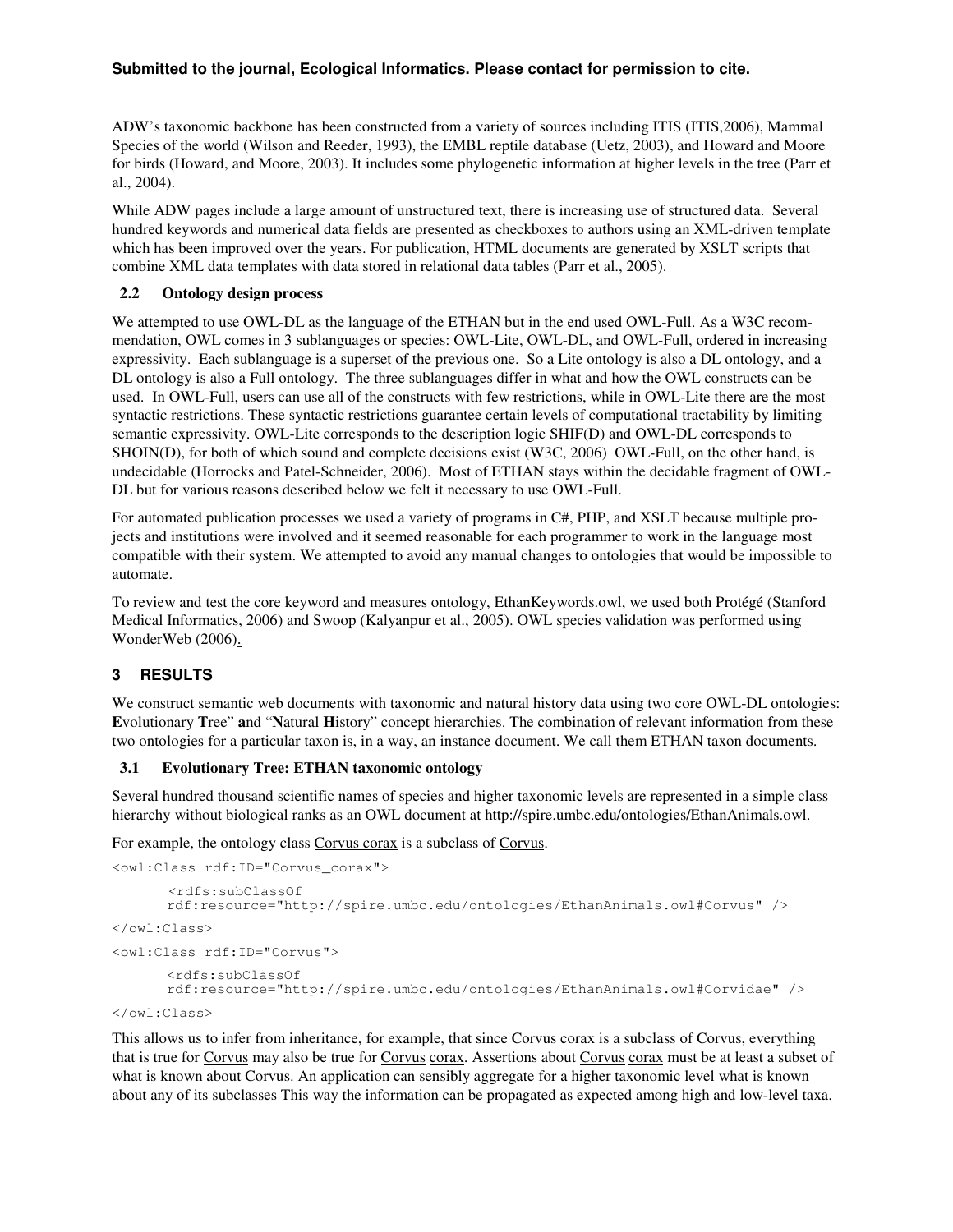ADW's taxonomic backbone has been constructed from a variety of sources including ITIS (ITIS,2006), Mammal Species of the world (Wilson and Reeder, 1993), the EMBL reptile database (Uetz, 2003), and Howard and Moore for birds (Howard, and Moore, 2003). It includes some phylogenetic information at higher levels in the tree (Parr et al., 2004).

While ADW pages include a large amount of unstructured text, there is increasing use of structured data. Several hundred keywords and numerical data fields are presented as checkboxes to authors using an XML-driven template which has been improved over the years. For publication, HTML documents are generated by XSLT scripts that combine XML data templates with data stored in relational data tables (Parr et al., 2005).

### 2.2 Ontology design process

We attempted to use OWL-DL as the language of the ETHAN but in the end used OWL-Full. As a W3C recommendation, OWL comes in 3 sublanguages or species: OWL-Lite, OWL-DL, and OWL-Full, ordered in increasing expressivity. Each sublanguage is a superset of the previous one. So a Lite ontology is also a DL ontology, and a DL ontology is also a Full ontology. The three sublanguages differ in what and how the OWL constructs can be used. In OWL-Full, users can use all of the constructs with few restrictions, while in OWL-Lite there are the most syntactic restrictions. These syntactic restrictions guarantee certain levels of computational tractability by limiting semantic expressivity. OWL-Lite corresponds to the description logic SHIF(D) and OWL-DL corresponds to SHOIN(D), for both of which sound and complete decisions exist (W3C, 2006) OWL-Full, on the other hand, is undecidable (Horrocks and Patel-Schneider, 2006). Most of ETHAN stays within the decidable fragment of OWL-DL but for various reasons described below we felt it necessary to use OWL-Full.

For automated publication processes we used a variety of programs in C#, PHP, and XSLT because multiple projects and institutions were involved and it seemed reasonable for each programmer to work in the language most compatible with their system. We attempted to avoid any manual changes to ontologies that would be impossible to automate.

To review and test the core keyword and measures ontology, EthanKeywords.owl, we used both Protégé (Stanford Medical Informatics, 2006) and Swoop (Kalyanpur et al., 2005). OWL species validation was performed using WonderWeb (2006).

## 3 RESULTS

We construct semantic web documents with taxonomic and natural history data using two core OWL-DL ontologies: **E**volutionary **T**ree" **a**nd "**N**atural **H**istory" concept hierarchies. The combination of relevant information from these two ontologies for a particular taxon is, in a way, an instance document. We call them ETHAN taxon documents.

### 3.1 Evolutionary Tree: ETHAN taxonomic ontology

Several hundred thousand scientific names of species and higher taxonomic levels are represented in a simple class hierarchy without biological ranks as an OWL document at http://spire.umbc.edu/ontologies/EthanAnimals.owl.

For example, the ontology class Corvus corax is a subclass of Corvus.

```
<owl:Class rdf:ID="Corvus_corax">
       <rdfs:subClassOf
       rdf:resource="http://spire.umbc.edu/ontologies/EthanAnimals.owl#Corvus" />
</owl:Class>
<owl:Class rdf:ID="Corvus">
       <rdfs:subClassOf
       rdf:resource="http://spire.umbc.edu/ontologies/EthanAnimals.owl#Corvidae" />
</owl:Class>
```

This allows us to infer from inheritance, for example, that since Corvus corax is a subclass of Corvus, everything that is true for Corvus may also be true for Corvus corax. Assertions about Corvus corax must be at least a subset of what is known about Corvus. An application can sensibly aggregate for a higher taxonomic level what is known about any of its subclasses This way the information can be propagated as expected among high and low-level taxa.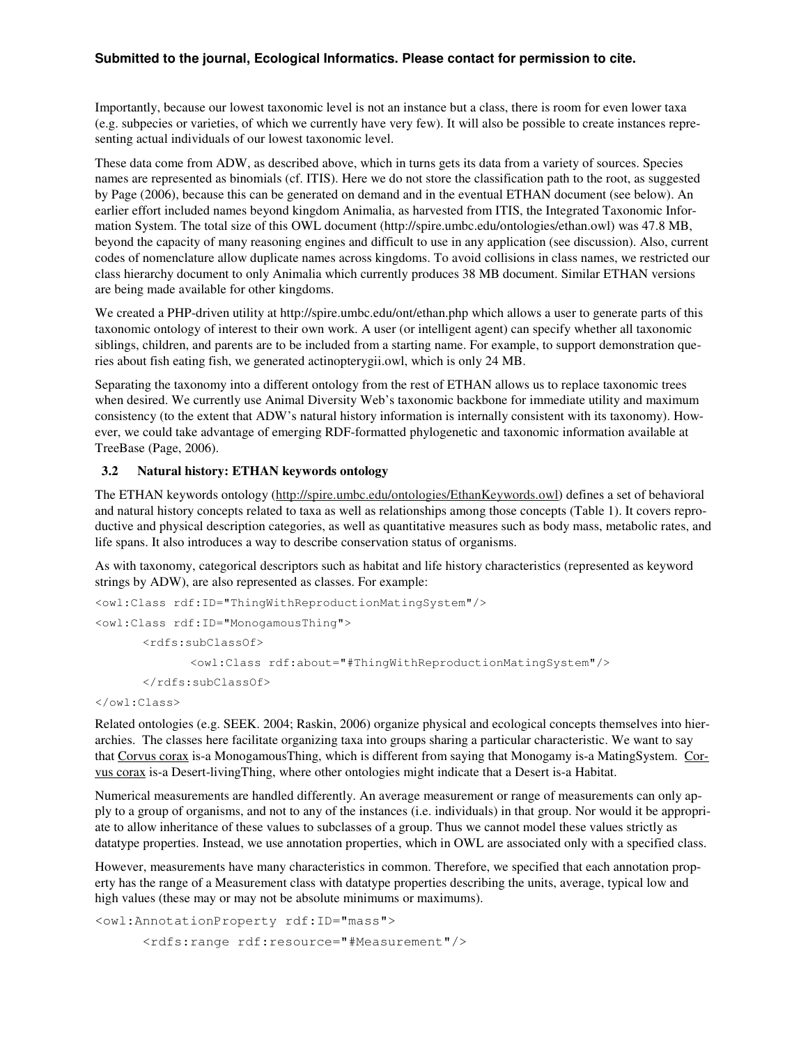Importantly, because our lowest taxonomic level is not an instance but a class, there is room for even lower taxa (e.g. subspecies or varieties, of which we currently have very few). It will also be possible to create instances representing actual individuals of our lowest taxonomic level.

These data come from ADW, as described above, which in turns gets its data from a variety of sources. Species names are represented as binomials (cf. ITIS). Here we do not store the classification path to the root, as suggested by Page (2006), because this can be generated on demand and in the eventual ETHAN document (see below). An earlier effort included names beyond kingdom Animalia, as harvested from ITIS, the Integrated Taxonomic Information System. The total size of this OWL document (http://spire.umbc.edu/ontologies/ethan.owl) was 47.8 MB, beyond the capacity of many reasoning engines and difficult to use in any application (see discussion). Also, current codes of nomenclature allow duplicate names across kingdoms. To avoid collisions in class names, we restricted our class hierarchy document to only Animalia which currently produces 38 MB document. Similar ETHAN versions are being made available for other kingdoms.

We created a PHP-driven utility at http://spire.umbc.edu/ont/ethan.php which allows a user to generate parts of this taxonomic ontology of interest to their own work. A user (or intelligent agent) can specify whether all taxonomic siblings, children, and parents are to be included from a starting name. For example, to support demonstration queries about fish eating fish, we generated actinopterygii.owl, which is only 24 MB.

Separating the taxonomy into a different ontology from the rest of ETHAN allows us to replace taxonomic trees when desired. We currently use Animal Diversity Web's taxonomic backbone for immediate utility and maximum consistency (to the extent that ADW's natural history information is internally consistent with its taxonomy). However, we could take advantage of emerging RDF-formatted phylogenetic and taxonomic information available at TreeBase (Page, 2006).

### 3.2 Natural history: ETHAN keywords ontology

The ETHAN keywords ontology (http://spire.umbc.edu/ontologies/EthanKeywords.owl) defines a set of behavioral and natural history concepts related to taxa as well as relationships among those concepts (Table 1). It covers reproductive and physical description categories, as well as quantitative measures such as body mass, metabolic rates, and life spans. It also introduces a way to describe conservation status of organisms.

As with taxonomy, categorical descriptors such as habitat and life history characteristics (represented as keyword strings by ADW), are also represented as classes. For example:

```
<owl:Class rdf:ID="ThingWithReproductionMatingSystem"/>
<owl:Class rdf:ID="MonogamousThing">
      <rdfs:subClassOf>
            <owl:Class rdf:about="#ThingWithReproductionMatingSystem"/>
      </rdfs:subClassOf>
</owl:Class>
```

Related ontologies (e.g. SEEK. 2004; Raskin, 2006) organize physical and ecological concepts themselves into hierarchies. The classes here facilitate organizing taxa into groups sharing a particular characteristic. We want to say that Corvus corax is-a MonogamousThing, which is different from saying that Monogamy is-a MatingSystem. Corvus corax is-a Desert-livingThing, where other ontologies might indicate that a Desert is-a Habitat.

Numerical measurements are handled differently. An average measurement or range of measurements can only apply to a group of organisms, and not to any of the instances (i.e. individuals) in that group. Nor would it be appropriate to allow inheritance of these values to subclasses of a group. Thus we cannot model these values strictly as datatype properties. Instead, we use annotation properties, which in OWL are associated only with a specified class.

However, measurements have many characteristics in common. Therefore, we specified that each annotation property has the range of a Measurement class with datatype properties describing the units, average, typical low and high values (these may or may not be absolute minimums or maximums).

```
<owl:AnnotationProperty rdf:ID="mass">
      <rdfs:range rdf:resource="#Measurement"/>
```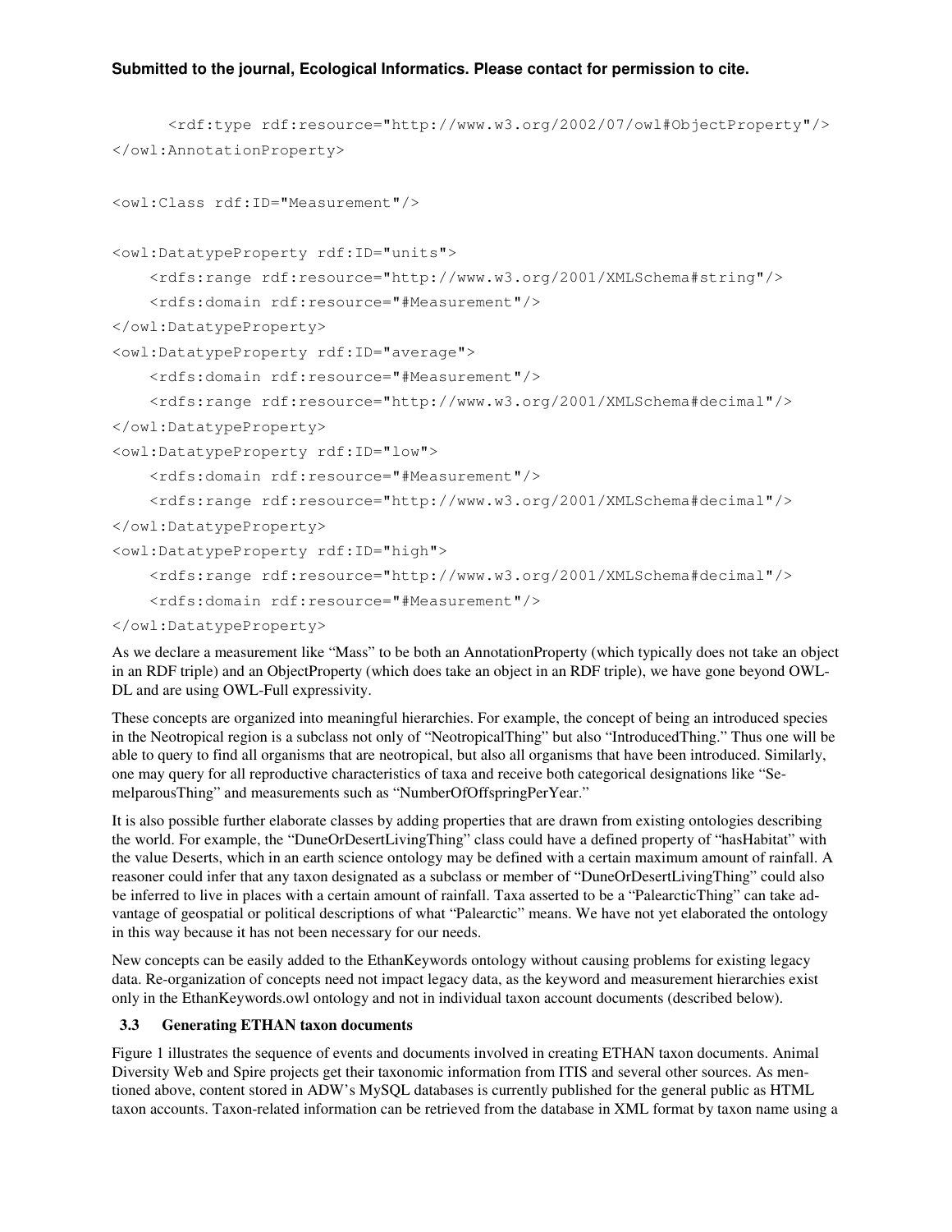```
      <rdf:type rdf:resource="http://www.w3.org/2002/07/owl#ObjectProperty"/>
</owl:AnnotationProperty>

<owl:Class rdf:ID="Measurement"/>

<owl:DatatypeProperty rdf:ID="units">
    <rdfs:range rdf:resource="http://www.w3.org/2001/XMLSchema#string"/>
    <rdfs:domain rdf:resource="#Measurement"/>
</owl:DatatypeProperty>
<owl:DatatypeProperty rdf:ID="average">
    <rdfs:domain rdf:resource="#Measurement"/>
    <rdfs:range rdf:resource="http://www.w3.org/2001/XMLSchema#decimal"/>
</owl:DatatypeProperty>
<owl:DatatypeProperty rdf:ID="low">
    <rdfs:domain rdf:resource="#Measurement"/>
    <rdfs:range rdf:resource="http://www.w3.org/2001/XMLSchema#decimal"/>
</owl:DatatypeProperty>
<owl:DatatypeProperty rdf:ID="high">
    <rdfs:range rdf:resource="http://www.w3.org/2001/XMLSchema#decimal"/>
    <rdfs:domain rdf:resource="#Measurement"/>
</owl:DatatypeProperty>
```

As we declare a measurement like "Mass" to be both an AnnotationProperty (which typically does not take an object in an RDF triple) and an ObjectProperty (which does take an object in an RDF triple), we have gone beyond OWL-DL and are using OWL-Full expressivity.

These concepts are organized into meaningful hierarchies. For example, the concept of being an introduced species in the Neotropical region is a subclass not only of "NeotropicalThing" but also "IntroducedThing." Thus one will be able to query to find all organisms that are neotropical, but also all organisms that have been introduced. Similarly, one may query for all reproductive characteristics of taxa and receive both categorical designations like "SemelparousThing" and measurements such as "NumberOfOffspringPerYear."

It is also possible further elaborate classes by adding properties that are drawn from existing ontologies describing the world. For example, the "DuneOrDesertLivingThing" class could have a defined property of "hasHabitat" with the value Deserts, which in an earth science ontology may be defined with a certain maximum amount of rainfall. A reasoner could infer that any taxon designated as a subclass or member of "DuneOrDesertLivingThing" could also be inferred to live in places with a certain amount of rainfall. Taxa asserted to be a "PalearcticThing" can take advantage of geospatial or political descriptions of what "Palearctic" means. We have not yet elaborated the ontology in this way because it has not been necessary for our needs.

New concepts can be easily added to the EthanKeywords ontology without causing problems for existing legacy data. Re-organization of concepts need not impact legacy data, as the keyword and measurement hierarchies exist only in the EthanKeywords.owl ontology and not in individual taxon account documents (described below).

### 3.3 Generating ETHAN taxon documents

Figure 1 illustrates the sequence of events and documents involved in creating ETHAN taxon documents. Animal Diversity Web and Spire projects get their taxonomic information from ITIS and several other sources. As mentioned above, content stored in ADW's MySQL databases is currently published for the general public as HTML taxon accounts. Taxon-related information can be retrieved from the database in XML format by taxon name using a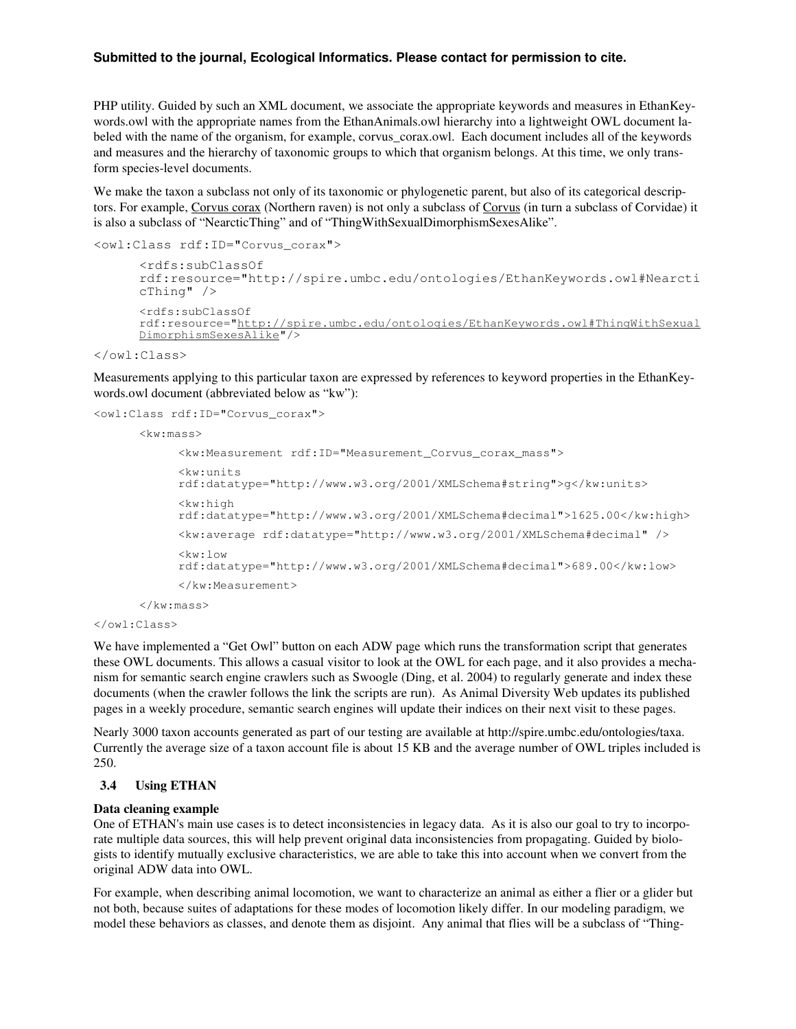PHP utility. Guided by such an XML document, we associate the appropriate keywords and measures in EthanKeywords.owl with the appropriate names from the EthanAnimals.owl hierarchy into a lightweight OWL document labeled with the name of the organism, for example, corvus_corax.owl. Each document includes all of the keywords and measures and the hierarchy of taxonomic groups to which that organism belongs. At this time, we only transform species-level documents.

We make the taxon a subclass not only of its taxonomic or phylogenetic parent, but also of its categorical descriptors. For example, Corvus corax (Northern raven) is not only a subclass of Corvus (in turn a subclass of Corvidae) it is also a subclass of "NearcticThing" and of "ThingWithSexualDimorphismSexesAlike".

```
<owl:Class rdf:ID="Corvus_corax">
      <rdfs:subClassOf
      rdf:resource="http://spire.umbc.edu/ontologies/EthanKeywords.owl#NearcticThing" />
      <rdfs:subClassOf
      rdf:resource="http://spire.umbc.edu/ontologies/EthanKeywords.owl#ThingWithSexualDimorphismSexesAlike"/>
</owl:Class>
```

Measurements applying to this particular taxon are expressed by references to keyword properties in the EthanKeywords.owl document (abbreviated below as "kw"):

```
<owl:Class rdf:ID="Corvus_corax">
      <kw:mass>
            <kw:Measurement rdf:ID="Measurement_Corvus_corax_mass">
            <kw:units
            rdf:datatype="http://www.w3.org/2001/XMLSchema#string">g</kw:units>
            <kw:high
            rdf:datatype="http://www.w3.org/2001/XMLSchema#decimal">1625.00</kw:high>
            <kw:average rdf:datatype="http://www.w3.org/2001/XMLSchema#decimal" />
            <kw:low
            rdf:datatype="http://www.w3.org/2001/XMLSchema#decimal">689.00</kw:low>
            </kw:Measurement>
      </kw:mass>
</owl:Class>
```

We have implemented a "Get Owl" button on each ADW page which runs the transformation script that generates these OWL documents. This allows a casual visitor to look at the OWL for each page, and it also provides a mechanism for semantic search engine crawlers such as Swoogle (Ding, et al. 2004) to regularly generate and index these documents (when the crawler follows the link the scripts are run). As Animal Diversity Web updates its published pages in a weekly procedure, semantic search engines will update their indices on their next visit to these pages.

Nearly 3000 taxon accounts generated as part of our testing are available at http://spire.umbc.edu/ontologies/taxa. Currently the average size of a taxon account file is about 15 KB and the average number of OWL triples included is 250.

### 3.4 Using ETHAN

**Data cleaning example**

One of ETHAN's main use cases is to detect inconsistencies in legacy data. As it is also our goal to try to incorporate multiple data sources, this will help prevent original data inconsistencies from propagating. Guided by biologists to identify mutually exclusive characteristics, we are able to take this into account when we convert from the original ADW data into OWL.

For example, when describing animal locomotion, we want to characterize an animal as either a flier or a glider but not both, because suites of adaptations for these modes of locomotion likely differ. In our modeling paradigm, we model these behaviors as classes, and denote them as disjoint. Any animal that flies will be a subclass of "Thing-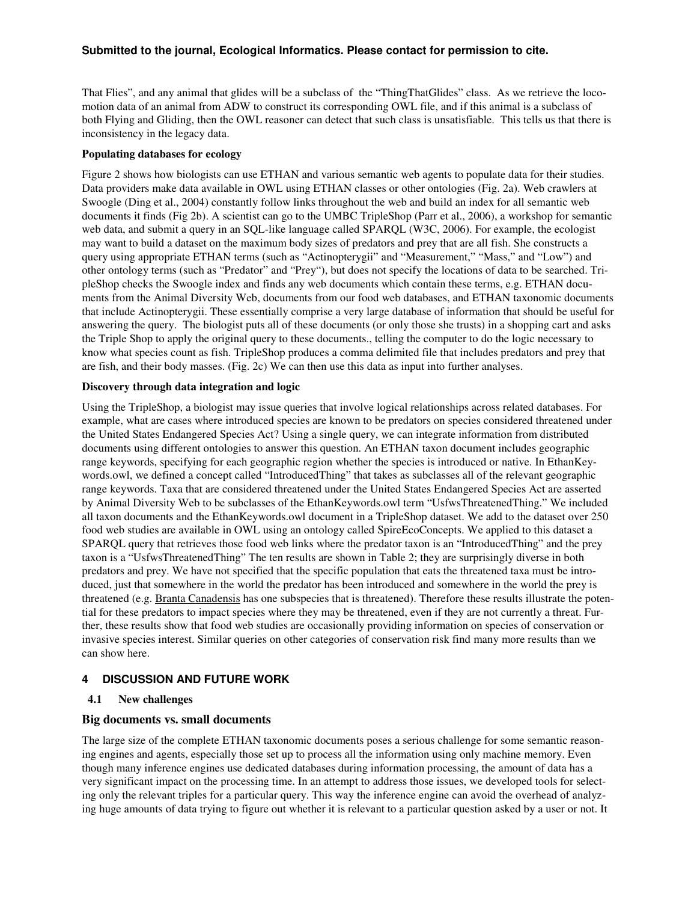That Flies", and any animal that glides will be a subclass of the "ThingThatGlides" class. As we retrieve the locomotion data of an animal from ADW to construct its corresponding OWL file, and if this animal is a subclass of both Flying and Gliding, then the OWL reasoner can detect that such class is unsatisfiable. This tells us that there is inconsistency in the legacy data.

**Populating databases for ecology**

Figure 2 shows how biologists can use ETHAN and various semantic web agents to populate data for their studies. Data providers make data available in OWL using ETHAN classes or other ontologies (Fig. 2a). Web crawlers at Swoogle (Ding et al., 2004) constantly follow links throughout the web and build an index for all semantic web documents it finds (Fig 2b). A scientist can go to the UMBC TripleShop (Parr et al., 2006), a workshop for semantic web data, and submit a query in an SQL-like language called SPARQL (W3C, 2006). For example, the ecologist may want to build a dataset on the maximum body sizes of predators and prey that are all fish. She constructs a query using appropriate ETHAN terms (such as "Actinopterygii" and "Measurement," "Mass," and "Low") and other ontology terms (such as "Predator" and "Prey"), but does not specify the locations of data to be searched. TripleShop checks the Swoogle index and finds any web documents which contain these terms, e.g. ETHAN documents from the Animal Diversity Web, documents from our food web databases, and ETHAN taxonomic documents that include Actinopterygii. These essentially comprise a very large database of information that should be useful for answering the query. The biologist puts all of these documents (or only those she trusts) in a shopping cart and asks the Triple Shop to apply the original query to these documents., telling the computer to do the logic necessary to know what species count as fish. TripleShop produces a comma delimited file that includes predators and prey that are fish, and their body masses. (Fig. 2c) We can then use this data as input into further analyses.

**Discovery through data integration and logic**

Using the TripleShop, a biologist may issue queries that involve logical relationships across related databases. For example, what are cases where introduced species are known to be predators on species considered threatened under the United States Endangered Species Act? Using a single query, we can integrate information from distributed documents using different ontologies to answer this question. An ETHAN taxon document includes geographic range keywords, specifying for each geographic region whether the species is introduced or native. In EthanKeywords.owl, we defined a concept called "IntroducedThing" that takes as subclasses all of the relevant geographic range keywords. Taxa that are considered threatened under the United States Endangered Species Act are asserted by Animal Diversity Web to be subclasses of the EthanKeywords.owl term "UsfwsThreatenedThing." We included all taxon documents and the EthanKeywords.owl document in a TripleShop dataset. We add to the dataset over 250 food web studies are available in OWL using an ontology called SpireEcoConcepts. We applied to this dataset a SPARQL query that retrieves those food web links where the predator taxon is an "IntroducedThing" and the prey taxon is a "UsfwsThreatenedThing" The ten results are shown in Table 2; they are surprisingly diverse in both predators and prey. We have not specified that the specific population that eats the threatened taxa must be introduced, just that somewhere in the world the predator has been introduced and somewhere in the world the prey is threatened (e.g. Branta Canadensis has one subspecies that is threatened). Therefore these results illustrate the potential for these predators to impact species where they may be threatened, even if they are not currently a threat. Further, these results show that food web studies are occasionally providing information on species of conservation or invasive species interest. Similar queries on other categories of conservation risk find many more results than we can show here.

## 4 DISCUSSION AND FUTURE WORK

### 4.1 New challenges

### Big documents vs. small documents

The large size of the complete ETHAN taxonomic documents poses a serious challenge for some semantic reasoning engines and agents, especially those set up to process all the information using only machine memory. Even though many inference engines use dedicated databases during information processing, the amount of data has a very significant impact on the processing time. In an attempt to address those issues, we developed tools for selecting only the relevant triples for a particular query. This way the inference engine can avoid the overhead of analyzing huge amounts of data trying to figure out whether it is relevant to a particular question asked by a user or not. It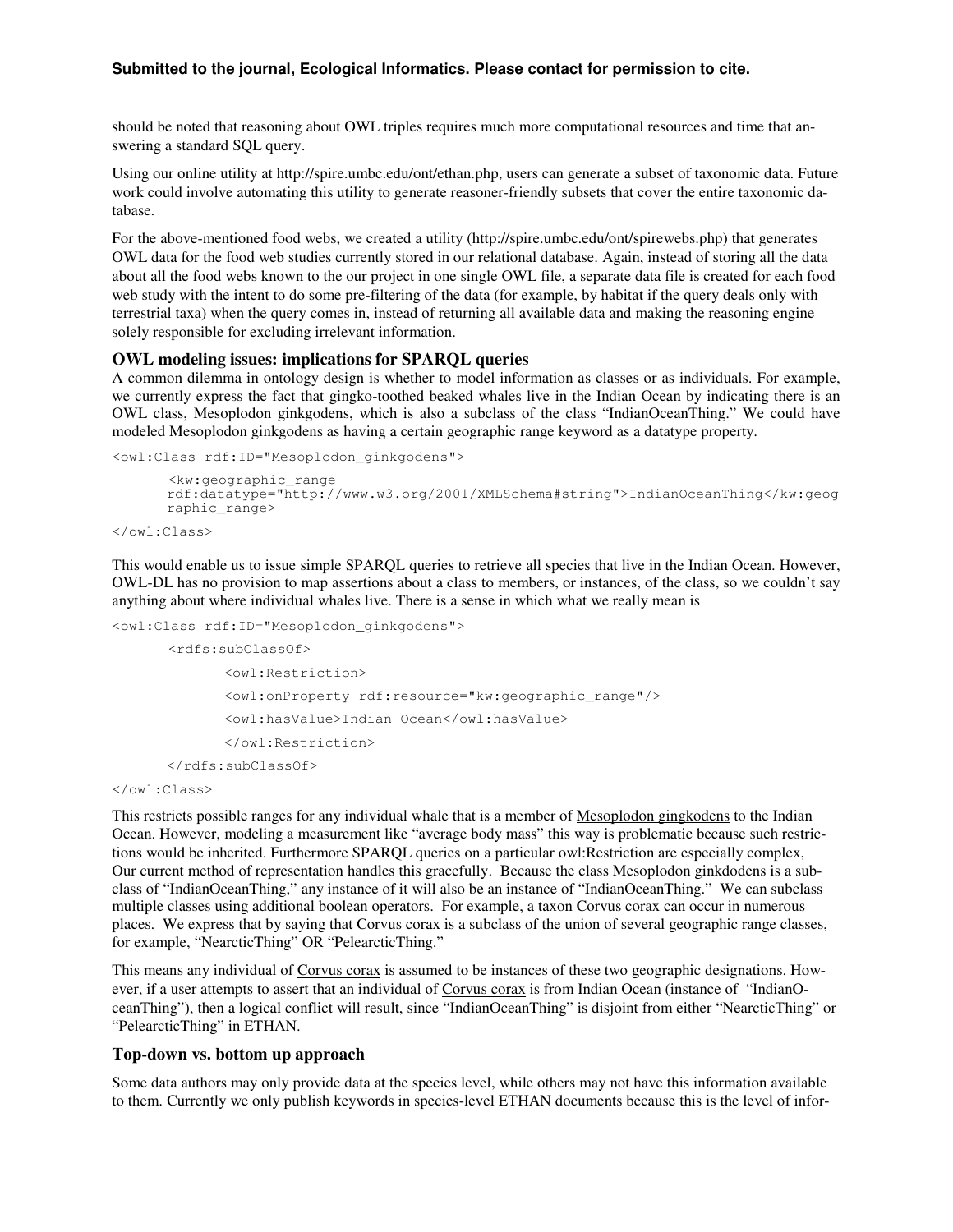should be noted that reasoning about OWL triples requires much more computational resources and time that answering a standard SQL query.

Using our online utility at http://spire.umbc.edu/ont/ethan.php, users can generate a subset of taxonomic data. Future work could involve automating this utility to generate reasoner-friendly subsets that cover the entire taxonomic database.

For the above-mentioned food webs, we created a utility (http://spire.umbc.edu/ont/spirewebs.php) that generates OWL data for the food web studies currently stored in our relational database. Again, instead of storing all the data about all the food webs known to the our project in one single OWL file, a separate data file is created for each food web study with the intent to do some pre-filtering of the data (for example, by habitat if the query deals only with terrestrial taxa) when the query comes in, instead of returning all available data and making the reasoning engine solely responsible for excluding irrelevant information.

### OWL modeling issues: implications for SPARQL queries

A common dilemma in ontology design is whether to model information as classes or as individuals. For example, we currently express the fact that gingko-toothed beaked whales live in the Indian Ocean by indicating there is an OWL class, Mesoplodon ginkgodens, which is also a subclass of the class "IndianOceanThing." We could have modeled Mesoplodon ginkgodens as having a certain geographic range keyword as a datatype property.

```
<owl:Class rdf:ID="Mesoplodon_ginkgodens">
       <kw:geographic_range
       rdf:datatype="http://www.w3.org/2001/XMLSchema#string">IndianOceanThing</kw:geog
       raphic_range>
</owl:Class>
```

This would enable us to issue simple SPARQL queries to retrieve all species that live in the Indian Ocean. However, OWL-DL has no provision to map assertions about a class to members, or instances, of the class, so we couldn't say anything about where individual whales live. There is a sense in which what we really mean is

```
<owl:Class rdf:ID="Mesoplodon_ginkgodens">
       <rdfs:subClassOf>
              <owl:Restriction>
              <owl:onProperty rdf:resource="kw:geographic_range"/>
              <owl:hasValue>Indian Ocean</owl:hasValue>
              </owl:Restriction>
       </rdfs:subClassOf>
</owl:Class>
```

This restricts possible ranges for any individual whale that is a member of Mesoplodon gingkodens to the Indian Ocean. However, modeling a measurement like "average body mass" this way is problematic because such restrictions would be inherited. Furthermore SPARQL queries on a particular owl:Restriction are especially complex, Our current method of representation handles this gracefully. Because the class Mesoplodon ginkdodens is a subclass of "IndianOceanThing," any instance of it will also be an instance of "IndianOceanThing." We can subclass multiple classes using additional boolean operators. For example, a taxon Corvus corax can occur in numerous places. We express that by saying that Corvus corax is a subclass of the union of several geographic range classes, for example, "NearcticThing" OR "PelearcticThing."

This means any individual of Corvus corax is assumed to be instances of these two geographic designations. However, if a user attempts to assert that an individual of Corvus corax is from Indian Ocean (instance of "IndianOceanThing"), then a logical conflict will result, since "IndianOceanThing" is disjoint from either "NearcticThing" or "PelearcticThing" in ETHAN.

### Top-down vs. bottom up approach

Some data authors may only provide data at the species level, while others may not have this information available to them. Currently we only publish keywords in species-level ETHAN documents because this is the level of infor-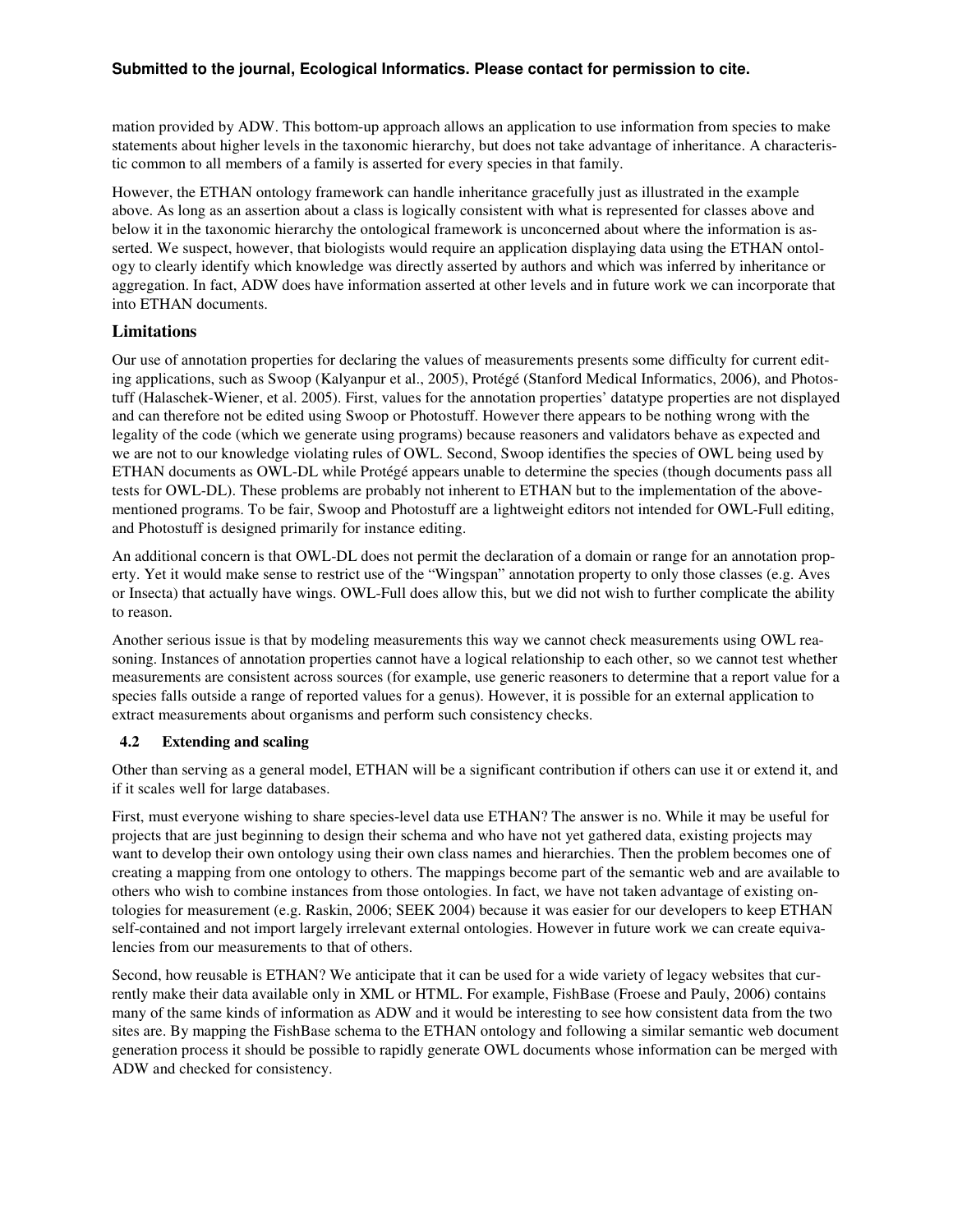mation provided by ADW. This bottom-up approach allows an application to use information from species to make statements about higher levels in the taxonomic hierarchy, but does not take advantage of inheritance. A characteristic common to all members of a family is asserted for every species in that family.

However, the ETHAN ontology framework can handle inheritance gracefully just as illustrated in the example above. As long as an assertion about a class is logically consistent with what is represented for classes above and below it in the taxonomic hierarchy the ontological framework is unconcerned about where the information is asserted. We suspect, however, that biologists would require an application displaying data using the ETHAN ontology to clearly identify which knowledge was directly asserted by authors and which was inferred by inheritance or aggregation. In fact, ADW does have information asserted at other levels and in future work we can incorporate that into ETHAN documents.

### Limitations

Our use of annotation properties for declaring the values of measurements presents some difficulty for current editing applications, such as Swoop (Kalyanpur et al., 2005), Protégé (Stanford Medical Informatics, 2006), and Photostuff (Halaschek-Wiener, et al. 2005). First, values for the annotation properties' datatype properties are not displayed and can therefore not be edited using Swoop or Photostuff. However there appears to be nothing wrong with the legality of the code (which we generate using programs) because reasoners and validators behave as expected and we are not to our knowledge violating rules of OWL. Second, Swoop identifies the species of OWL being used by ETHAN documents as OWL-DL while Protégé appears unable to determine the species (though documents pass all tests for OWL-DL). These problems are probably not inherent to ETHAN but to the implementation of the above-mentioned programs. To be fair, Swoop and Photostuff are a lightweight editors not intended for OWL-Full editing, and Photostuff is designed primarily for instance editing.

An additional concern is that OWL-DL does not permit the declaration of a domain or range for an annotation property. Yet it would make sense to restrict use of the "Wingspan" annotation property to only those classes (e.g. Aves or Insecta) that actually have wings. OWL-Full does allow this, but we did not wish to further complicate the ability to reason.

Another serious issue is that by modeling measurements this way we cannot check measurements using OWL reasoning. Instances of annotation properties cannot have a logical relationship to each other, so we cannot test whether measurements are consistent across sources (for example, use generic reasoners to determine that a report value for a species falls outside a range of reported values for a genus). However, it is possible for an external application to extract measurements about organisms and perform such consistency checks.

## 4.2 Extending and scaling

Other than serving as a general model, ETHAN will be a significant contribution if others can use it or extend it, and if it scales well for large databases.

First, must everyone wishing to share species-level data use ETHAN? The answer is no. While it may be useful for projects that are just beginning to design their schema and who have not yet gathered data, existing projects may want to develop their own ontology using their own class names and hierarchies. Then the problem becomes one of creating a mapping from one ontology to others. The mappings become part of the semantic web and are available to others who wish to combine instances from those ontologies. In fact, we have not taken advantage of existing ontologies for measurement (e.g. Raskin, 2006; SEEK 2004) because it was easier for our developers to keep ETHAN self-contained and not import largely irrelevant external ontologies. However in future work we can create equivalencies from our measurements to that of others.

Second, how reusable is ETHAN? We anticipate that it can be used for a wide variety of legacy websites that currently make their data available only in XML or HTML. For example, FishBase (Froese and Pauly, 2006) contains many of the same kinds of information as ADW and it would be interesting to see how consistent data from the two sites are. By mapping the FishBase schema to the ETHAN ontology and following a similar semantic web document generation process it should be possible to rapidly generate OWL documents whose information can be merged with ADW and checked for consistency.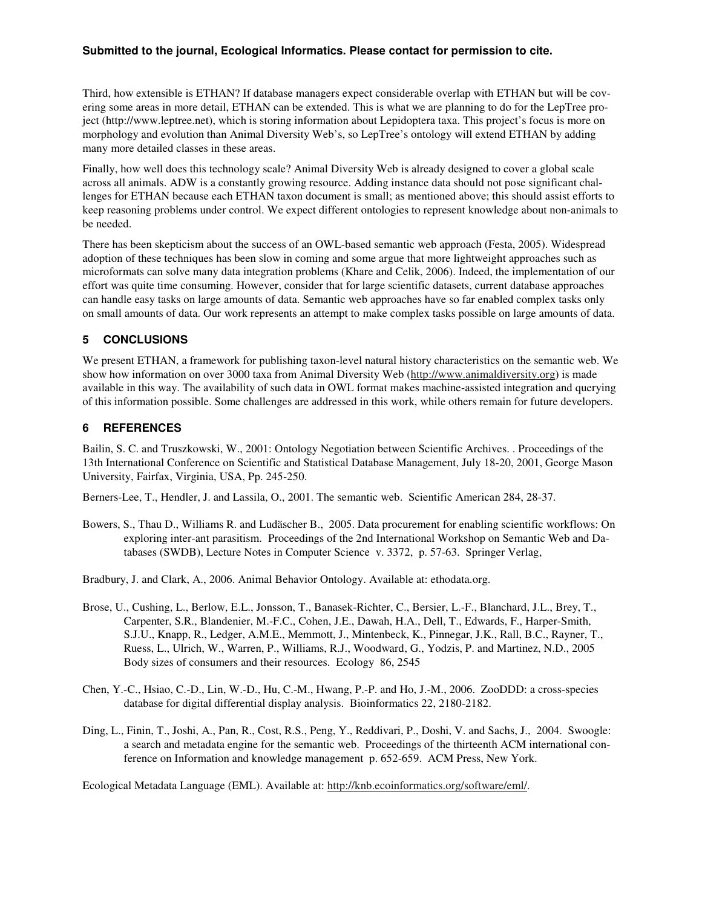Third, how extensible is ETHAN? If database managers expect considerable overlap with ETHAN but will be covering some areas in more detail, ETHAN can be extended. This is what we are planning to do for the LepTree project (http://www.leptree.net), which is storing information about Lepidoptera taxa. This project's focus is more on morphology and evolution than Animal Diversity Web's, so LepTree's ontology will extend ETHAN by adding many more detailed classes in these areas.

Finally, how well does this technology scale? Animal Diversity Web is already designed to cover a global scale across all animals. ADW is a constantly growing resource. Adding instance data should not pose significant challenges for ETHAN because each ETHAN taxon document is small; as mentioned above; this should assist efforts to keep reasoning problems under control. We expect different ontologies to represent knowledge about non-animals to be needed.

There has been skepticism about the success of an OWL-based semantic web approach (Festa, 2005). Widespread adoption of these techniques has been slow in coming and some argue that more lightweight approaches such as microformats can solve many data integration problems (Khare and Celik, 2006). Indeed, the implementation of our effort was quite time consuming. However, consider that for large scientific datasets, current database approaches can handle easy tasks on large amounts of data. Semantic web approaches have so far enabled complex tasks only on small amounts of data. Our work represents an attempt to make complex tasks possible on large amounts of data.

## 5 CONCLUSIONS

We present ETHAN, a framework for publishing taxon-level natural history characteristics on the semantic web. We show how information on over 3000 taxa from Animal Diversity Web (http://www.animaldiversity.org) is made available in this way. The availability of such data in OWL format makes machine-assisted integration and querying of this information possible. Some challenges are addressed in this work, while others remain for future developers.

## 6 REFERENCES

Bailin, S. C. and Truszkowski, W., 2001: Ontology Negotiation between Scientific Archives. . Proceedings of the 13th International Conference on Scientific and Statistical Database Management, July 18-20, 2001, George Mason University, Fairfax, Virginia, USA, Pp. 245-250.

Berners-Lee, T., Hendler, J. and Lassila, O., 2001. The semantic web. Scientific American 284, 28-37.

Bowers, S., Thau D., Williams R. and Ludäscher B., 2005. Data procurement for enabling scientific workflows: On exploring inter-ant parasitism. Proceedings of the 2nd International Workshop on Semantic Web and Databases (SWDB), Lecture Notes in Computer Science v. 3372, p. 57-63. Springer Verlag,

Bradbury, J. and Clark, A., 2006. Animal Behavior Ontology. Available at: ethodata.org.

Brose, U., Cushing, L., Berlow, E.L., Jonsson, T., Banasek-Richter, C., Bersier, L.-F., Blanchard, J.L., Brey, T., Carpenter, S.R., Blandenier, M.-F.C., Cohen, J.E., Dawah, H.A., Dell, T., Edwards, F., Harper-Smith, S.J.U., Knapp, R., Ledger, A.M.E., Memmott, J., Mintenbeck, K., Pinnegar, J.K., Rall, B.C., Rayner, T., Ruess, L., Ulrich, W., Warren, P., Williams, R.J., Woodward, G., Yodzis, P. and Martinez, N.D., 2005 Body sizes of consumers and their resources. Ecology 86, 2545

Chen, Y.-C., Hsiao, C.-D., Lin, W.-D., Hu, C.-M., Hwang, P.-P. and Ho, J.-M., 2006. ZooDDD: a cross-species database for digital differential display analysis. Bioinformatics 22, 2180-2182.

Ding, L., Finin, T., Joshi, A., Pan, R., Cost, R.S., Peng, Y., Reddivari, P., Doshi, V. and Sachs, J., 2004. Swoogle: a search and metadata engine for the semantic web. Proceedings of the thirteenth ACM international conference on Information and knowledge management p. 652-659. ACM Press, New York.

Ecological Metadata Language (EML). Available at: http://knb.ecoinformatics.org/software/eml/.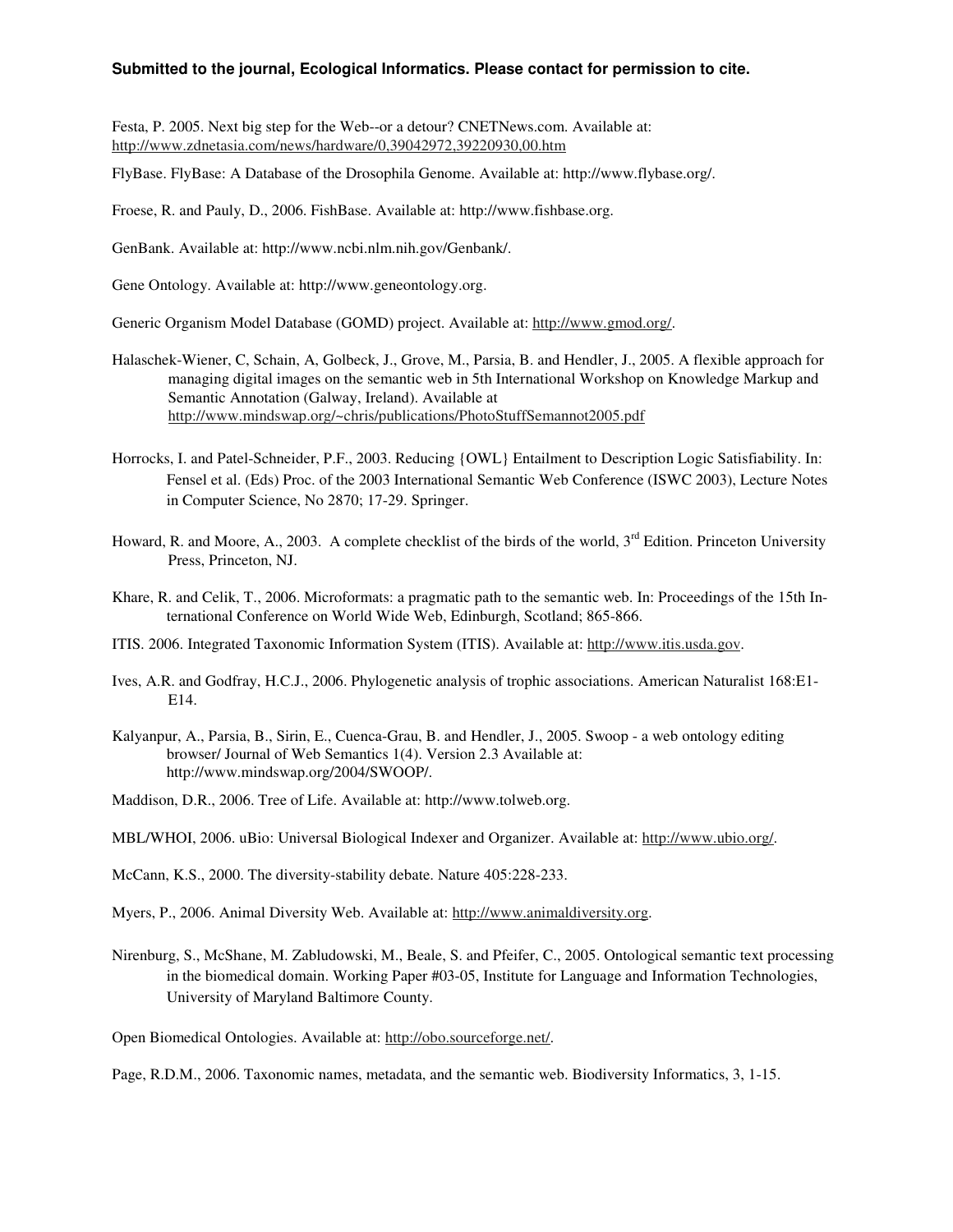Festa, P. 2005. Next big step for the Web--or a detour? CNETNews.com. Available at: http://www.zdnetasia.com/news/hardware/0,39042972,39220930,00.htm

FlyBase. FlyBase: A Database of the Drosophila Genome. Available at: http://www.flybase.org/.

Froese, R. and Pauly, D., 2006. FishBase. Available at: http://www.fishbase.org.

GenBank. Available at: http://www.ncbi.nlm.nih.gov/Genbank/.

Gene Ontology. Available at: http://www.geneontology.org.

Generic Organism Model Database (GOMD) project. Available at: http://www.gmod.org/.

Halaschek-Wiener, C, Schain, A, Golbeck, J., Grove, M., Parsia, B. and Hendler, J., 2005. A flexible approach for managing digital images on the semantic web in 5th International Workshop on Knowledge Markup and Semantic Annotation (Galway, Ireland). Available at http://www.mindswap.org/~chris/publications/PhotoStuffSemannot2005.pdf

Horrocks, I. and Patel-Schneider, P.F., 2003. Reducing {OWL} Entailment to Description Logic Satisfiability. In: Fensel et al. (Eds) Proc. of the 2003 International Semantic Web Conference (ISWC 2003), Lecture Notes in Computer Science, No 2870; 17-29. Springer.

Howard, R. and Moore, A., 2003. A complete checklist of the birds of the world, 3rd Edition. Princeton University Press, Princeton, NJ.

Khare, R. and Celik, T., 2006. Microformats: a pragmatic path to the semantic web. In: Proceedings of the 15th International Conference on World Wide Web, Edinburgh, Scotland; 865-866.

ITIS. 2006. Integrated Taxonomic Information System (ITIS). Available at: http://www.itis.usda.gov.

Ives, A.R. and Godfray, H.C.J., 2006. Phylogenetic analysis of trophic associations. American Naturalist 168:E1-E14.

Kalyanpur, A., Parsia, B., Sirin, E., Cuenca-Grau, B. and Hendler, J., 2005. Swoop - a web ontology editing browser/ Journal of Web Semantics 1(4). Version 2.3 Available at: http://www.mindswap.org/2004/SWOOP/.

Maddison, D.R., 2006. Tree of Life. Available at: http://www.tolweb.org.

MBL/WHOI, 2006. uBio: Universal Biological Indexer and Organizer. Available at: http://www.ubio.org/.

McCann, K.S., 2000. The diversity-stability debate. Nature 405:228-233.

Myers, P., 2006. Animal Diversity Web. Available at: http://www.animaldiversity.org.

Nirenburg, S., McShane, M. Zabludowski, M., Beale, S. and Pfeifer, C., 2005. Ontological semantic text processing in the biomedical domain. Working Paper #03-05, Institute for Language and Information Technologies, University of Maryland Baltimore County.

Open Biomedical Ontologies. Available at: http://obo.sourceforge.net/.

Page, R.D.M., 2006. Taxonomic names, metadata, and the semantic web. Biodiversity Informatics, 3, 1-15.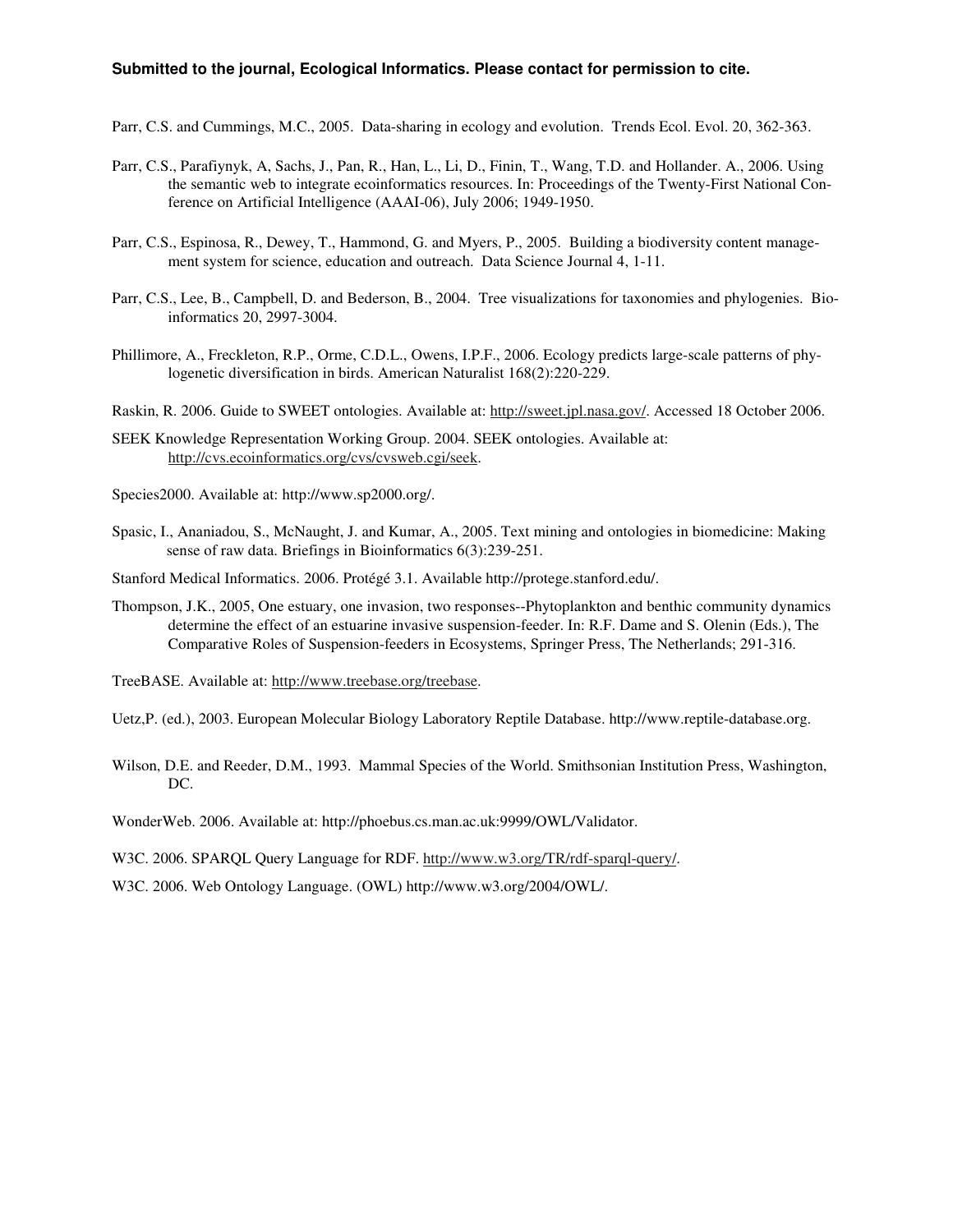Parr, C.S. and Cummings, M.C., 2005. Data-sharing in ecology and evolution. Trends Ecol. Evol. 20, 362-363.

Parr, C.S., Parafiynyk, A, Sachs, J., Pan, R., Han, L., Li, D., Finin, T., Wang, T.D. and Hollander. A., 2006. Using the semantic web to integrate ecoinformatics resources. In: Proceedings of the Twenty-First National Conference on Artificial Intelligence (AAAI-06), July 2006; 1949-1950.

Parr, C.S., Espinosa, R., Dewey, T., Hammond, G. and Myers, P., 2005. Building a biodiversity content management system for science, education and outreach. Data Science Journal 4, 1-11.

Parr, C.S., Lee, B., Campbell, D. and Bederson, B., 2004. Tree visualizations for taxonomies and phylogenies. Bioinformatics 20, 2997-3004.

Phillimore, A., Freckleton, R.P., Orme, C.D.L., Owens, I.P.F., 2006. Ecology predicts large-scale patterns of phylogenetic diversification in birds. American Naturalist 168(2):220-229.

Raskin, R. 2006. Guide to SWEET ontologies. Available at: http://sweet.jpl.nasa.gov/. Accessed 18 October 2006.

SEEK Knowledge Representation Working Group. 2004. SEEK ontologies. Available at: http://cvs.ecoinformatics.org/cvs/cvsweb.cgi/seek.

Species2000. Available at: http://www.sp2000.org/.

Spasic, I., Ananiadou, S., McNaught, J. and Kumar, A., 2005. Text mining and ontologies in biomedicine: Making sense of raw data. Briefings in Bioinformatics 6(3):239-251.

Stanford Medical Informatics. 2006. Protégé 3.1. Available http://protege.stanford.edu/.

Thompson, J.K., 2005, One estuary, one invasion, two responses--Phytoplankton and benthic community dynamics determine the effect of an estuarine invasive suspension-feeder. In: R.F. Dame and S. Olenin (Eds.), The Comparative Roles of Suspension-feeders in Ecosystems, Springer Press, The Netherlands; 291-316.

TreeBASE. Available at: http://www.treebase.org/treebase.

Uetz,P. (ed.), 2003. European Molecular Biology Laboratory Reptile Database. http://www.reptile-database.org.

Wilson, D.E. and Reeder, D.M., 1993. Mammal Species of the World. Smithsonian Institution Press, Washington, DC.

WonderWeb. 2006. Available at: http://phoebus.cs.man.ac.uk:9999/OWL/Validator.

W3C. 2006. SPARQL Query Language for RDF. http://www.w3.org/TR/rdf-sparql-query/.

W3C. 2006. Web Ontology Language. (OWL) http://www.w3.org/2004/OWL/.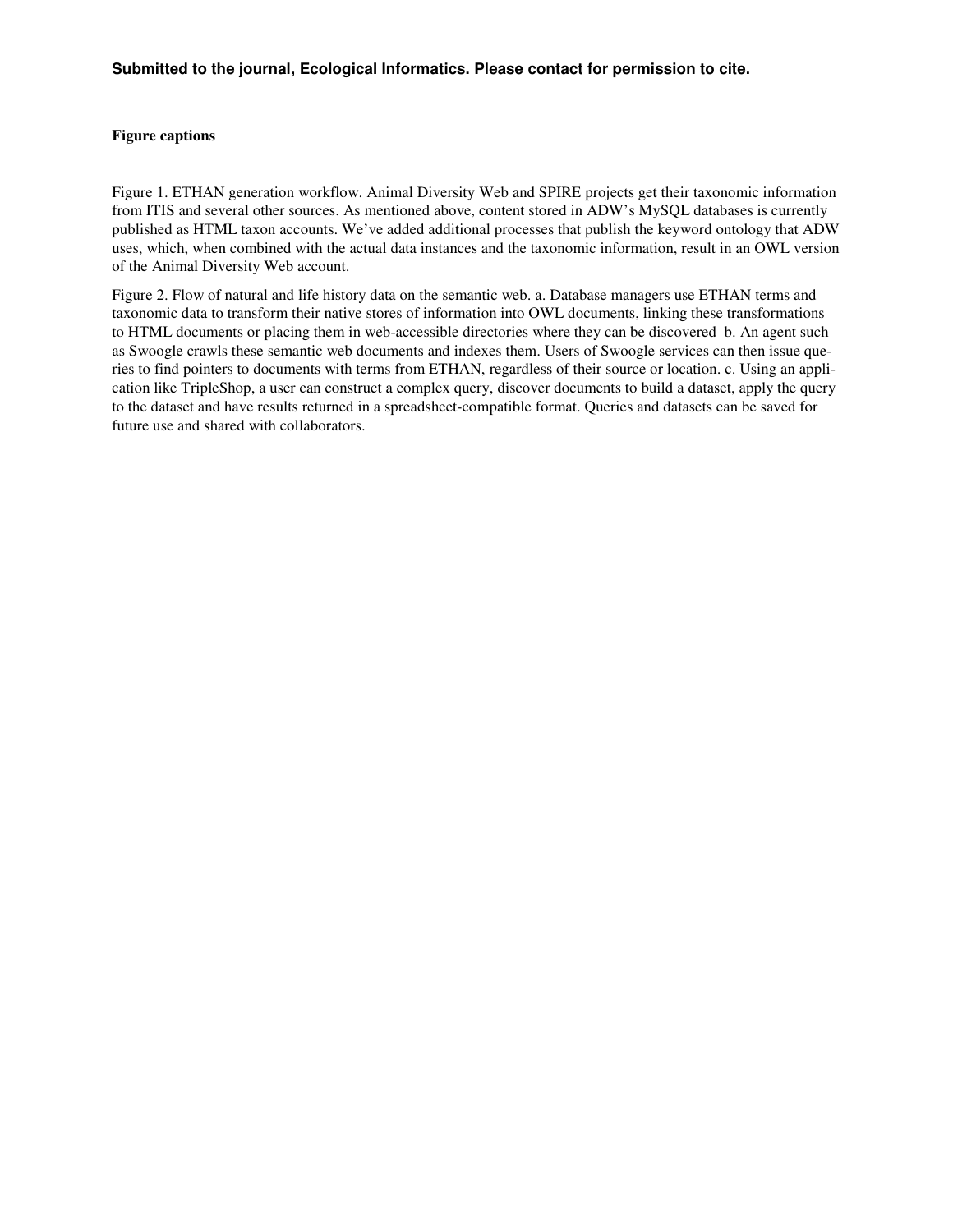**Submitted to the journal, Ecological Informatics. Please contact for permission to cite.**

**Figure captions**

Figure 1. ETHAN generation workflow. Animal Diversity Web and SPIRE projects get their taxonomic information from ITIS and several other sources. As mentioned above, content stored in ADW's MySQL databases is currently published as HTML taxon accounts. We've added additional processes that publish the keyword ontology that ADW uses, which, when combined with the actual data instances and the taxonomic information, result in an OWL version of the Animal Diversity Web account.

Figure 2. Flow of natural and life history data on the semantic web. a. Database managers use ETHAN terms and taxonomic data to transform their native stores of information into OWL documents, linking these transformations to HTML documents or placing them in web-accessible directories where they can be discovered b. An agent such as Swoogle crawls these semantic web documents and indexes them. Users of Swoogle services can then issue queries to find pointers to documents with terms from ETHAN, regardless of their source or location. c. Using an application like TripleShop, a user can construct a complex query, discover documents to build a dataset, apply the query to the dataset and have results returned in a spreadsheet-compatible format. Queries and datasets can be saved for future use and shared with collaborators.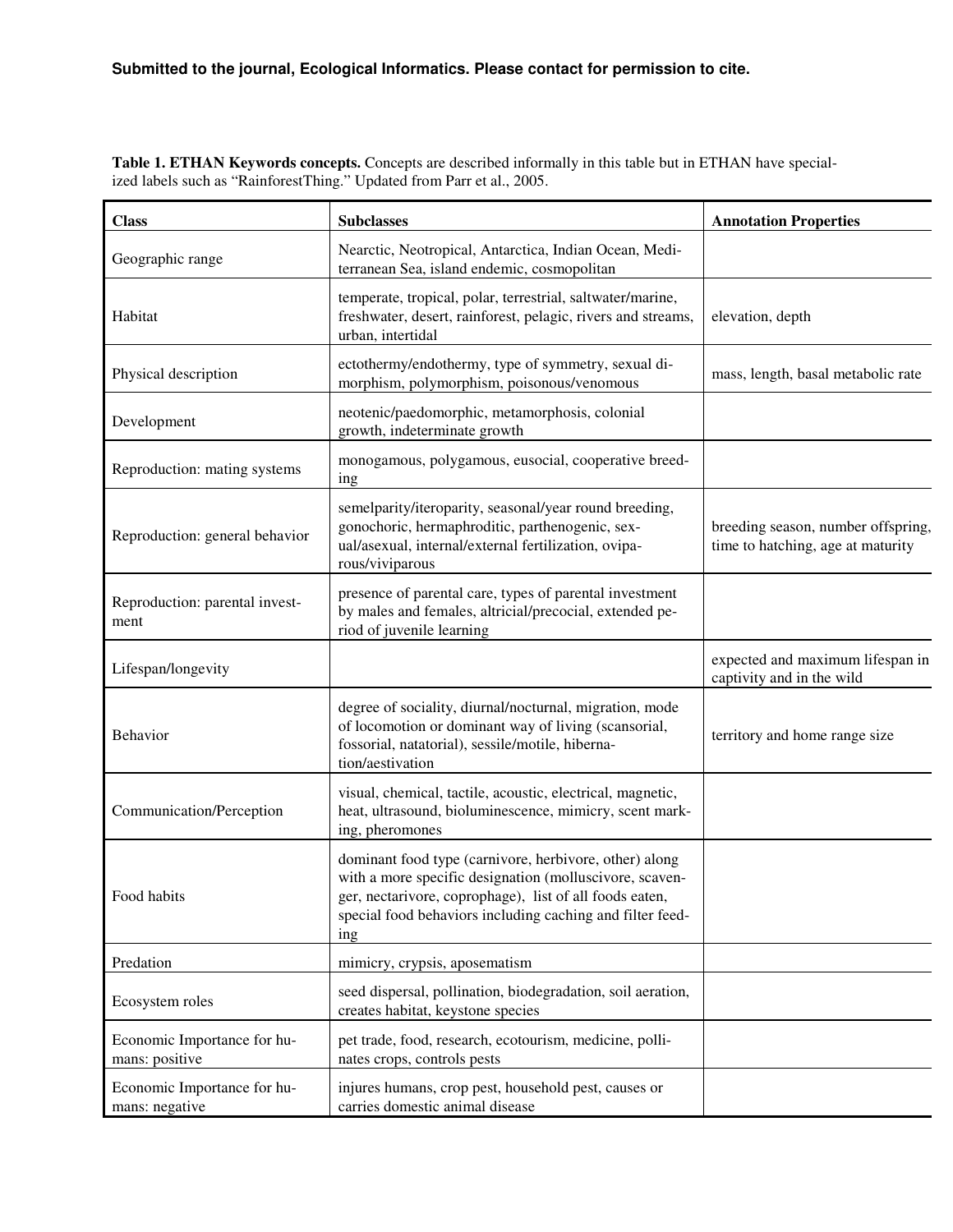**Submitted to the journal, Ecological Informatics. Please contact for permission to cite.**

**Table 1. ETHAN Keywords concepts.** Concepts are described informally in this table but in ETHAN have specialized labels such as "RainforestThing." Updated from Parr et al., 2005.

| Class | Subclasses | Annotation Properties |
|---|---|---|
| Geographic range | Nearctic, Neotropical, Antarctica, Indian Ocean, Mediterranean Sea, island endemic, cosmopolitan | |
| Habitat | temperate, tropical, polar, terrestrial, saltwater/marine, freshwater, desert, rainforest, pelagic, rivers and streams, urban, intertidal | elevation, depth |
| Physical description | ectothermy/endothermy, type of symmetry, sexual dimorphism, polymorphism, poisonous/venomous | mass, length, basal metabolic rate |
| Development | neotenic/paedomorphic, metamorphosis, colonial growth, indeterminate growth | |
| Reproduction: mating systems | monogamous, polygamous, eusocial, cooperative breeding | |
| Reproduction: general behavior | semelparity/iteroparity, seasonal/year round breeding, gonochoric, hermaphroditic, parthenogenic, sexual/asexual, internal/external fertilization, oviparous/viviparous | breeding season, number offspring, time to hatching, age at maturity |
| Reproduction: parental investment | presence of parental care, types of parental investment by males and females, altricial/precocial, extended period of juvenile learning | |
| Lifespan/longevity | | expected and maximum lifespan in captivity and in the wild |
| Behavior | degree of sociality, diurnal/nocturnal, migration, mode of locomotion or dominant way of living (scansorial, fossorial, natatorial), sessile/motile, hibernation/aestivation | territory and home range size |
| Communication/Perception | visual, chemical, tactile, acoustic, electrical, magnetic, heat, ultrasound, bioluminescence, mimicry, scent marking, pheromones | |
| Food habits | dominant food type (carnivore, herbivore, other) along with a more specific designation (molluscivore, scavenger, nectarivore, coprophage), list of all foods eaten, special food behaviors including caching and filter feeding | |
| Predation | mimicry, crypsis, aposematism | |
| Ecosystem roles | seed dispersal, pollination, biodegradation, soil aeration, creates habitat, keystone species | |
| Economic Importance for humans: positive | pet trade, food, research, ecotourism, medicine, pollinates crops, controls pests | |
| Economic Importance for humans: negative | injures humans, crop pest, household pest, causes or carries domestic animal disease | |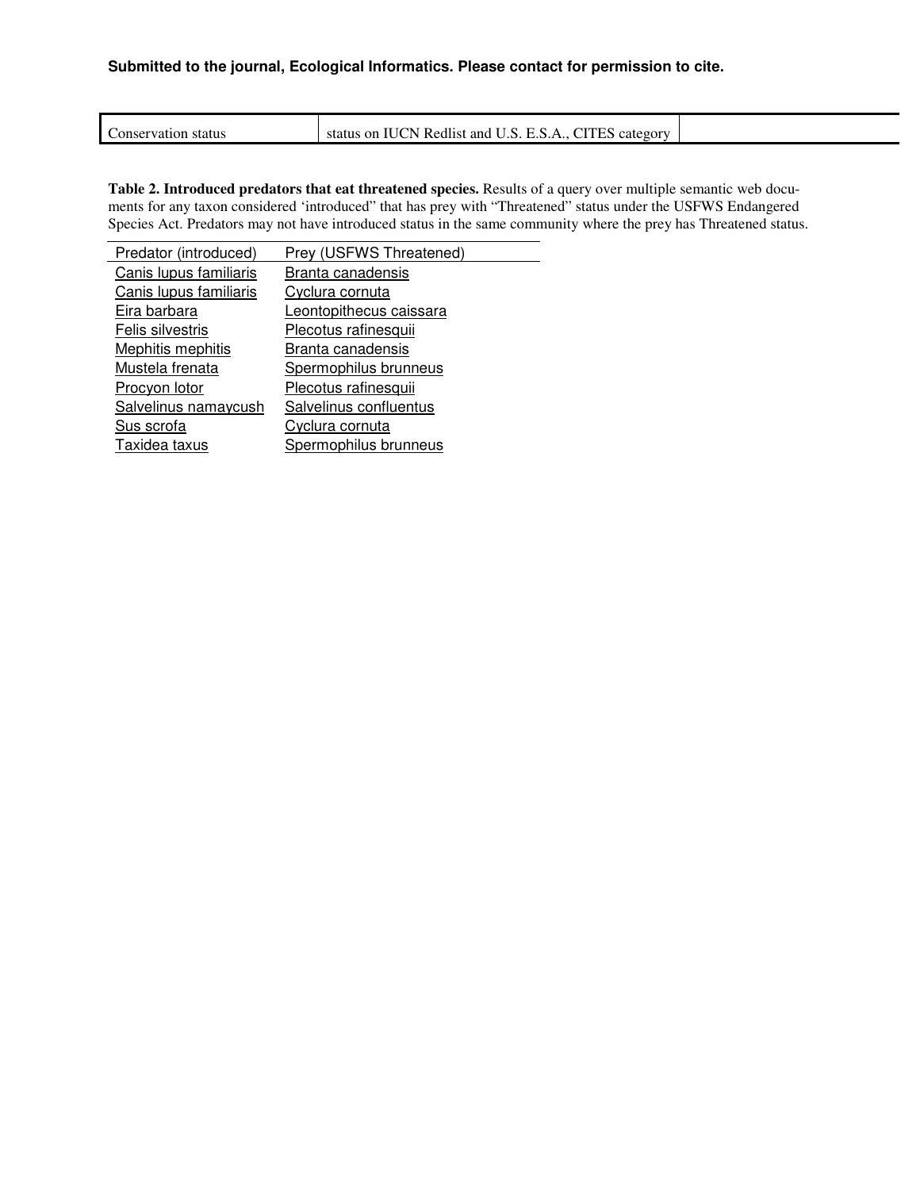| Conservation status | status on IUCN Redlist and U.S. E.S.A., CITES category | |
|---|---|---|

**Table 2. Introduced predators that eat threatened species.** Results of a query over multiple semantic web documents for any taxon considered 'introduced' that has prey with "Threatened" status under the USFWS Endangered Species Act. Predators may not have introduced status in the same community where the prey has Threatened status.

| Predator (introduced) | Prey (USFWS Threatened) |
|---|---|
| Canis lupus familiaris | Branta canadensis |
| Canis lupus familiaris | Cyclura cornuta |
| Eira barbara | Leontopithecus caissara |
| Felis silvestris | Plecotus rafinesquii |
| Mephitis mephitis | Branta canadensis |
| Mustela frenata | Spermophilus brunneus |
| Procyon lotor | Plecotus rafinesquii |
| Salvelinus namaycush | Salvelinus confluentus |
| Sus scrofa | Cyclura cornuta |
| Taxidea taxus | Spermophilus brunneus |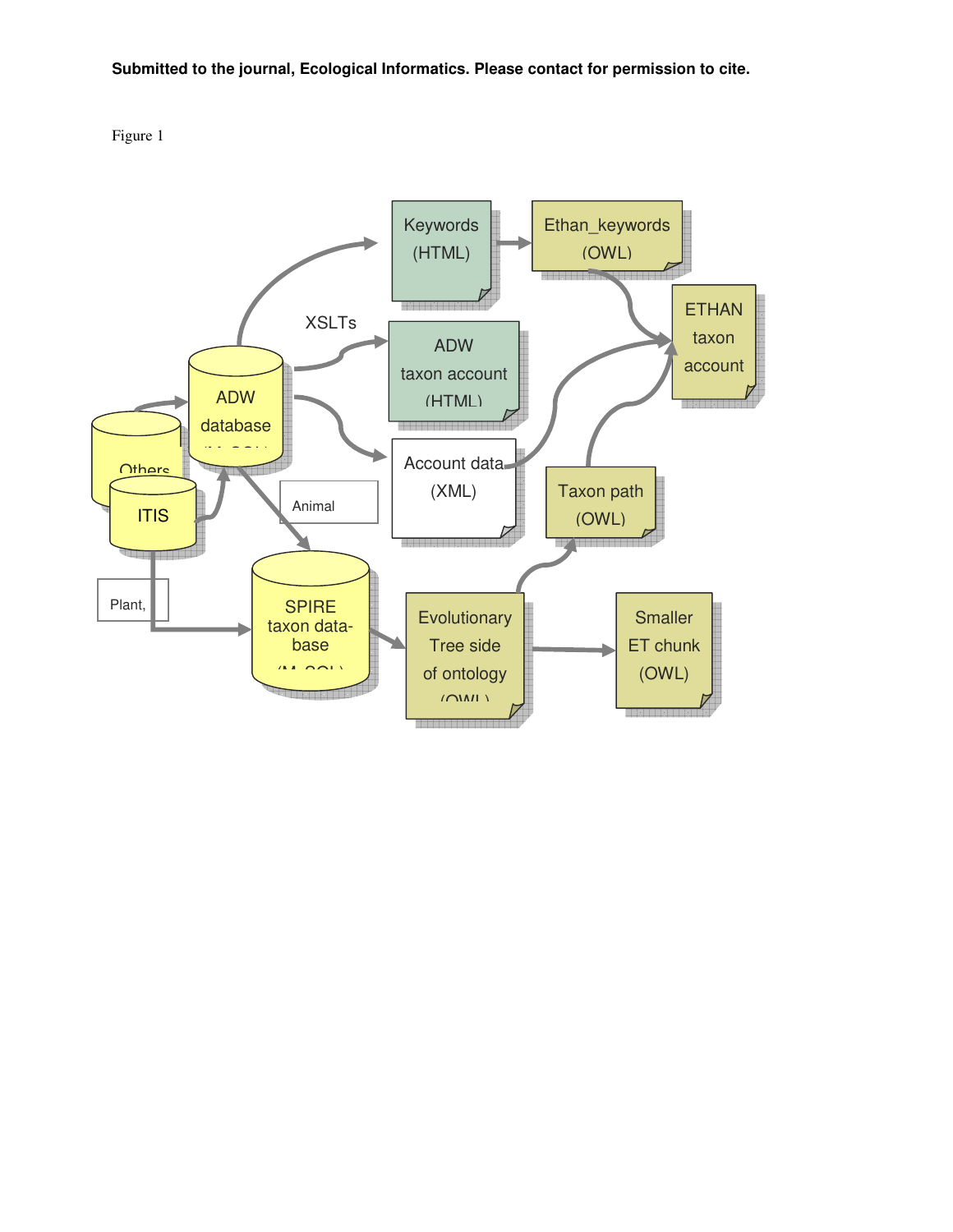**Submitted to the journal, Ecological Informatics. Please contact for permission to cite.**

Figure 1

Keywords (HTML)

Ethan_keywords (OWL)

XSLTs

ADW taxon account (HTML)

ETHAN taxon account

ADW database (MySQL)

Others

ITIS

Account data (XML)

Taxon path (OWL)

Animal

Plant,

SPIRE taxon database (MySQL)

Evolutionary Tree side of ontology (OWL)

Smaller ET chunk (OWL)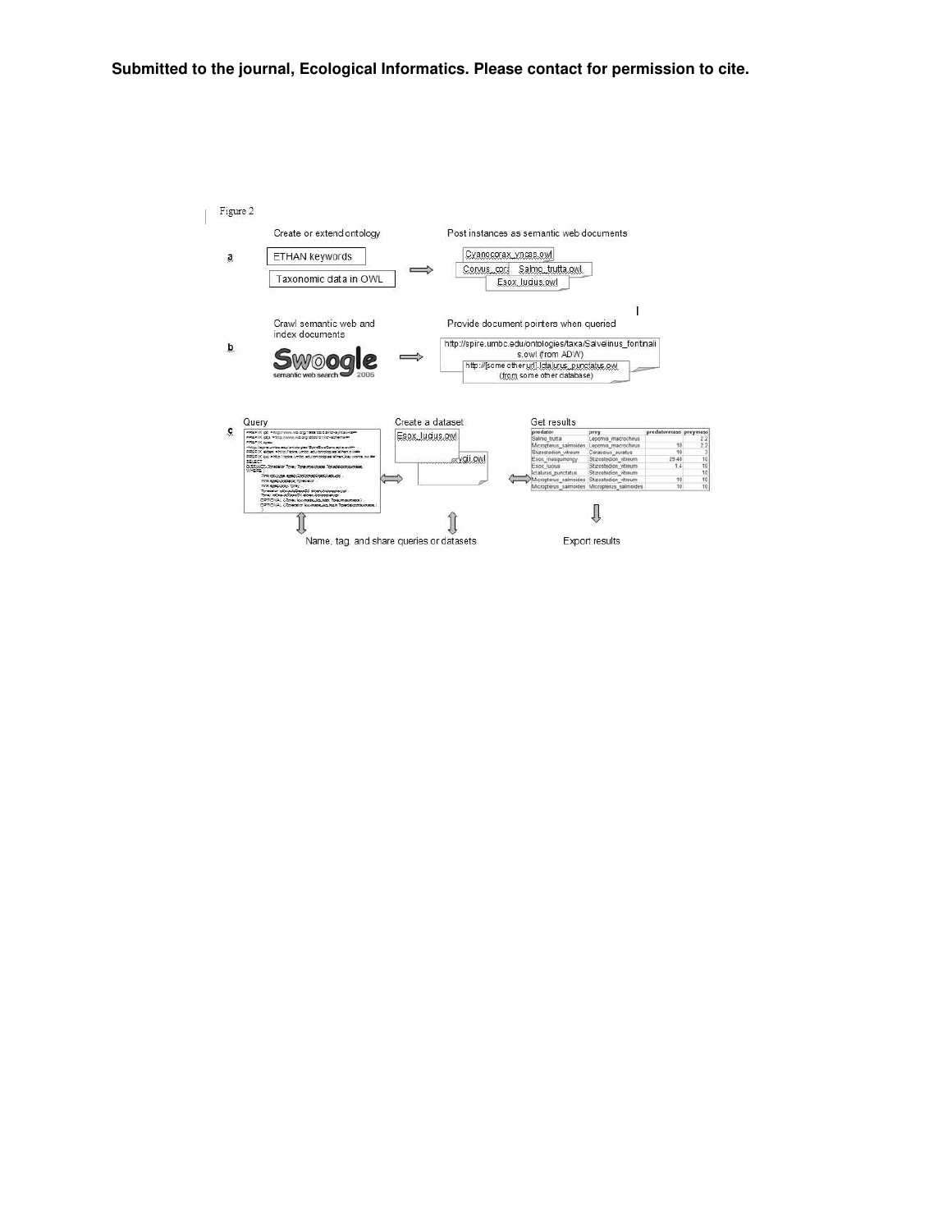Figure 2

a

Create or extend ontology

ETHAN keywords

Taxonomic data in OWL

Post instances as semantic web documents

Cyanocorax_yncas.owl

Corvus_cor

Salmo_trutta.owl

Esox_lucius.owl

b

Crawl semantic web and index documents

Swoogle semantic web search 2005

Provide document pointers when queried

http://spire.umbc.edu/ontologies/taxa/Salvelinus_fontinalis.owl (from ADW)

http://[some other url].Ictalurus_punctatus.owl (from some other database)

c

Query

Create a dataset

Esox_lucius.owl

...ygii.owl

Get results

| predator | prey | predatormass | preymass |
|---|---|---|---|
| Salmo_trutta | Lepomis_macrochirus | | 2.2 |
| Micropterus_salmoides | Lepomis_macrochirus | 10 | 2.2 |
| Stizostedion_vitreum | Carassius_auratus | 10 | 3 |
| Esox_masquinongy | Stizostedion_vitreum | 29-46 | 10 |
| Esox_lucius | Stizostedion_vitreum | 1.4 | 10 |
| Ictalurus_punctatus | Stizostedion_vitreum | | 10 |
| Micropterus_salmoides | Stizostedion_vitreum | 10 | 10 |
| Micropterus_salmoides | Micropterus_salmoides | 10 | 10 |

Name, tag, and share queries or datasets

Export results